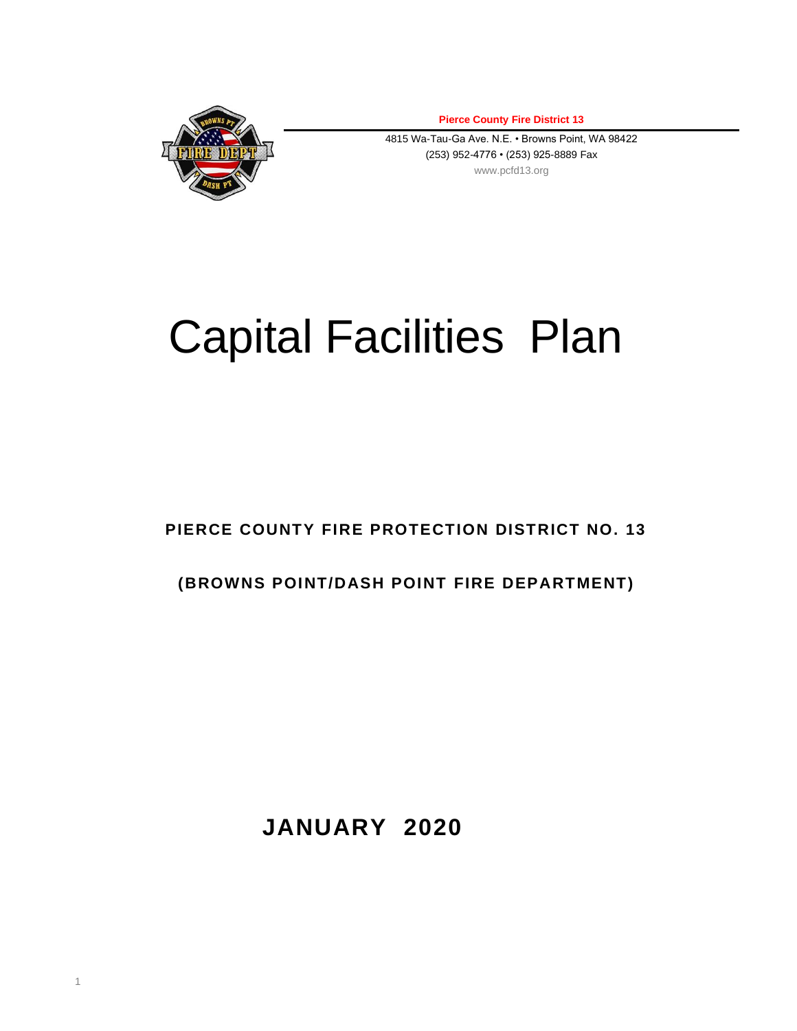**Pierce County Fire District 13**

4815 Wa-Tau-Ga Ave. N.E. • Browns Point, WA 98422
(253) 952-4776 • (253) 925-8889 Fax
www.pcfd13.org

# Capital Facilities Plan

**PIERCE COUNTY FIRE PROTECTION DISTRICT NO. 13**

**(BROWNS POINT/DASH POINT FIRE DEPARTMENT)**

**JANUARY 2020**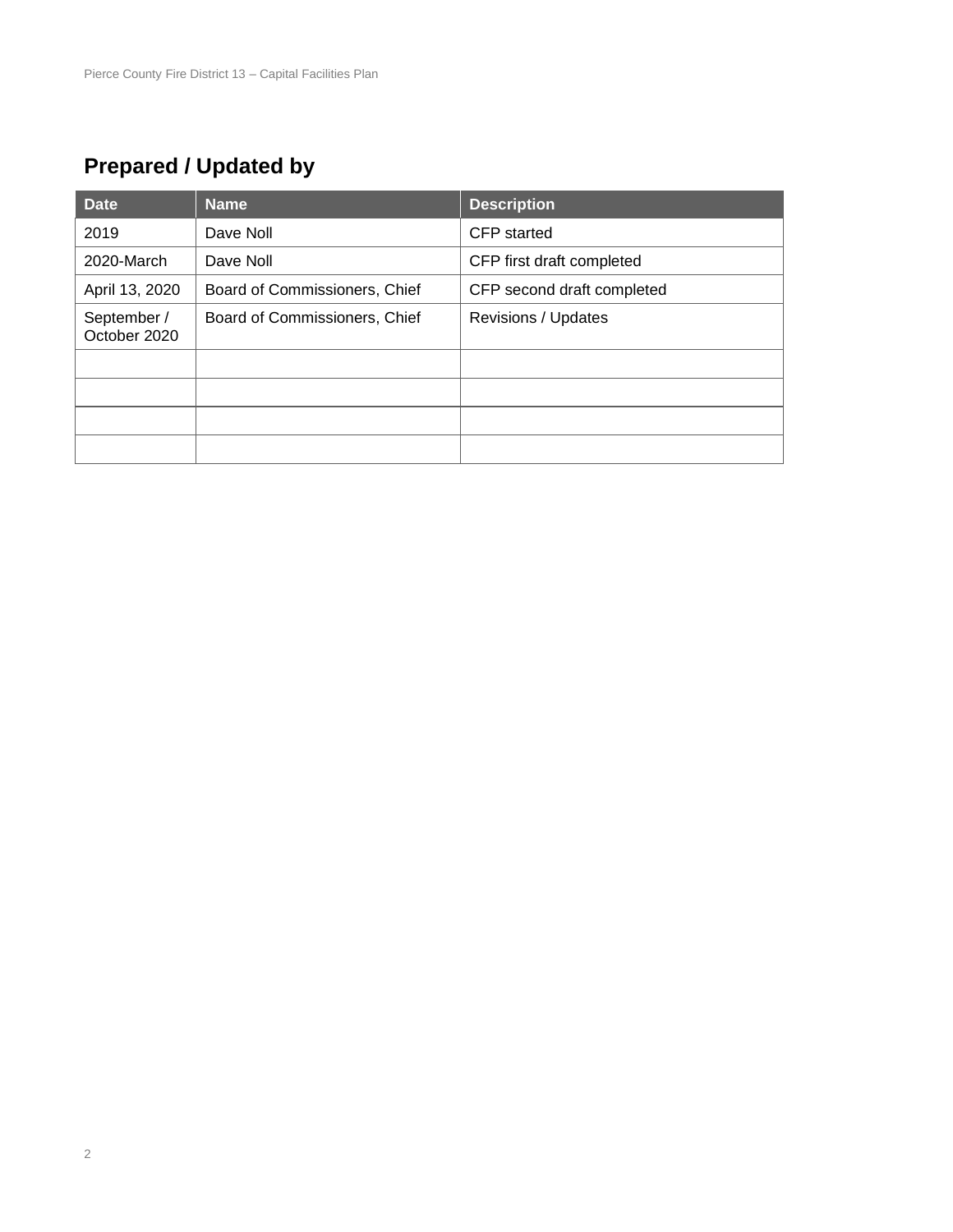## Prepared / Updated by

| Date | Name | Description |
|---|---|---|
| 2019 | Dave Noll | CFP started |
| 2020-March | Dave Noll | CFP first draft completed |
| April 13, 2020 | Board of Commissioners, Chief | CFP second draft completed |
| September / October 2020 | Board of Commissioners, Chief | Revisions / Updates |
| | | |
| | | |
| | | |
| | | |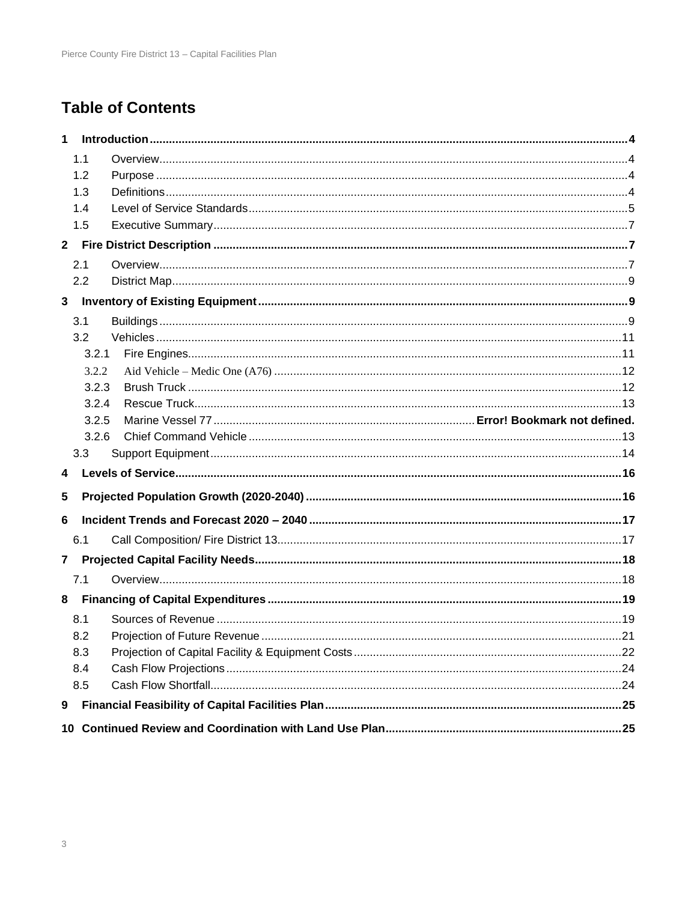# Table of Contents

**1 Introduction ......................................................................... 4**

- 1.1 Overview ......................................................................... 4
- 1.2 Purpose ......................................................................... 4
- 1.3 Definitions ......................................................................... 4
- 1.4 Level of Service Standards ......................................................................... 5
- 1.5 Executive Summary ......................................................................... 7

**2 Fire District Description ......................................................................... 7**

- 2.1 Overview ......................................................................... 7
- 2.2 District Map ......................................................................... 9

**3 Inventory of Existing Equipment ......................................................................... 9**

- 3.1 Buildings ......................................................................... 9
- 3.2 Vehicles ......................................................................... 11
  - 3.2.1 Fire Engines ......................................................................... 11
  - 3.2.2 Aid Vehicle – Medic One (A76) ......................................................................... 12
  - 3.2.3 Brush Truck ......................................................................... 12
  - 3.2.4 Rescue Truck ......................................................................... 13
  - 3.2.5 Marine Vessel 77 ......................................................................... **Error! Bookmark not defined.**
  - 3.2.6 Chief Command Vehicle ......................................................................... 13
- 3.3 Support Equipment ......................................................................... 14

**4 Levels of Service ......................................................................... 16**

**5 Projected Population Growth (2020-2040) ......................................................................... 16**

**6 Incident Trends and Forecast 2020 – 2040 ......................................................................... 17**

- 6.1 Call Composition/ Fire District 13 ......................................................................... 17

**7 Projected Capital Facility Needs ......................................................................... 18**

- 7.1 Overview ......................................................................... 18

**8 Financing of Capital Expenditures ......................................................................... 19**

- 8.1 Sources of Revenue ......................................................................... 19
- 8.2 Projection of Future Revenue ......................................................................... 21
- 8.3 Projection of Capital Facility & Equipment Costs ......................................................................... 22
- 8.4 Cash Flow Projections ......................................................................... 24
- 8.5 Cash Flow Shortfall ......................................................................... 24

**9 Financial Feasibility of Capital Facilities Plan ......................................................................... 25**

**10 Continued Review and Coordination with Land Use Plan ......................................................................... 25**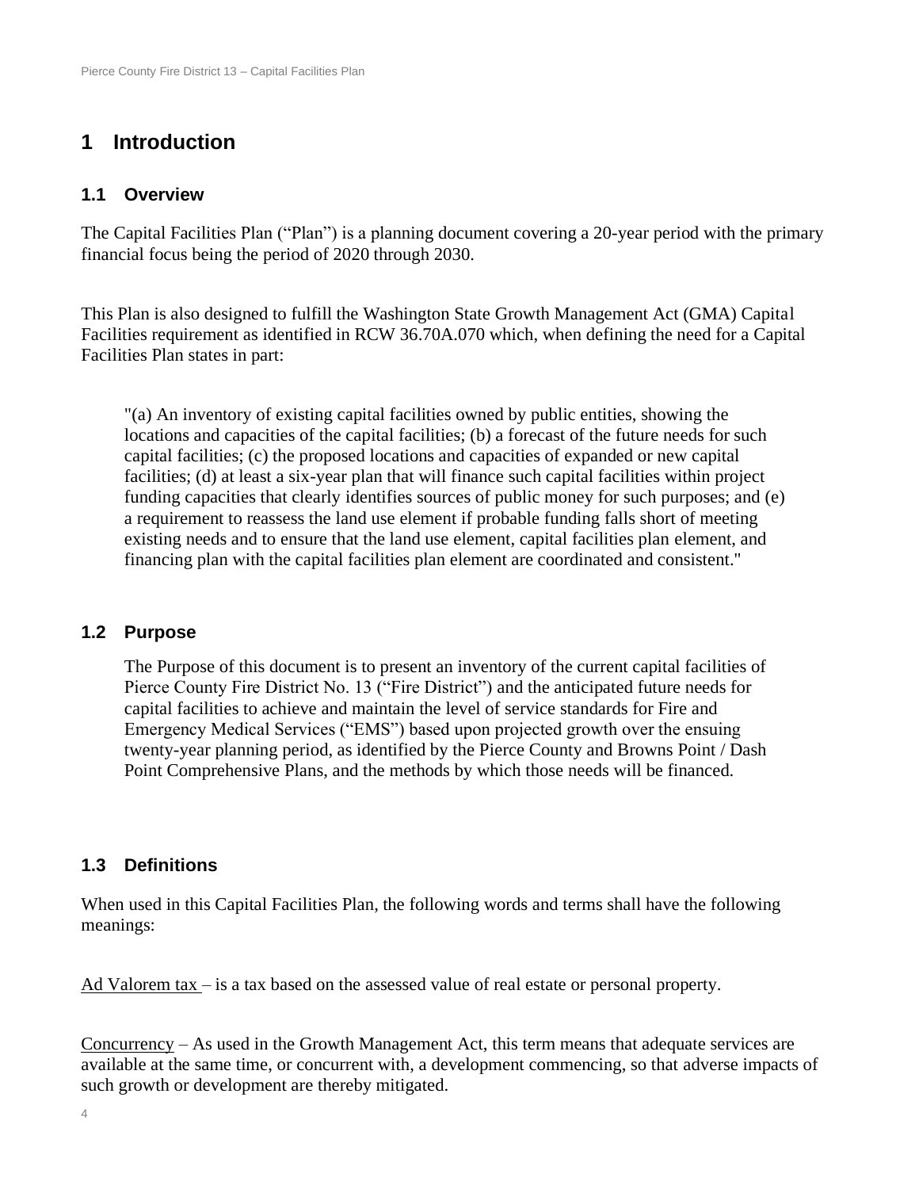# 1 Introduction

## 1.1 Overview

The Capital Facilities Plan ("Plan") is a planning document covering a 20-year period with the primary financial focus being the period of 2020 through 2030.

This Plan is also designed to fulfill the Washington State Growth Management Act (GMA) Capital Facilities requirement as identified in RCW 36.70A.070 which, when defining the need for a Capital Facilities Plan states in part:

> "(a) An inventory of existing capital facilities owned by public entities, showing the locations and capacities of the capital facilities; (b) a forecast of the future needs for such capital facilities; (c) the proposed locations and capacities of expanded or new capital facilities; (d) at least a six-year plan that will finance such capital facilities within project funding capacities that clearly identifies sources of public money for such purposes; and (e) a requirement to reassess the land use element if probable funding falls short of meeting existing needs and to ensure that the land use element, capital facilities plan element, and financing plan with the capital facilities plan element are coordinated and consistent."

## 1.2 Purpose

The Purpose of this document is to present an inventory of the current capital facilities of Pierce County Fire District No. 13 ("Fire District") and the anticipated future needs for capital facilities to achieve and maintain the level of service standards for Fire and Emergency Medical Services ("EMS") based upon projected growth over the ensuing twenty-year planning period, as identified by the Pierce County and Browns Point / Dash Point Comprehensive Plans, and the methods by which those needs will be financed.

## 1.3 Definitions

When used in this Capital Facilities Plan, the following words and terms shall have the following meanings:

<u>Ad Valorem tax</u> – is a tax based on the assessed value of real estate or personal property.

<u>Concurrency</u> – As used in the Growth Management Act, this term means that adequate services are available at the same time, or concurrent with, a development commencing, so that adverse impacts of such growth or development are thereby mitigated.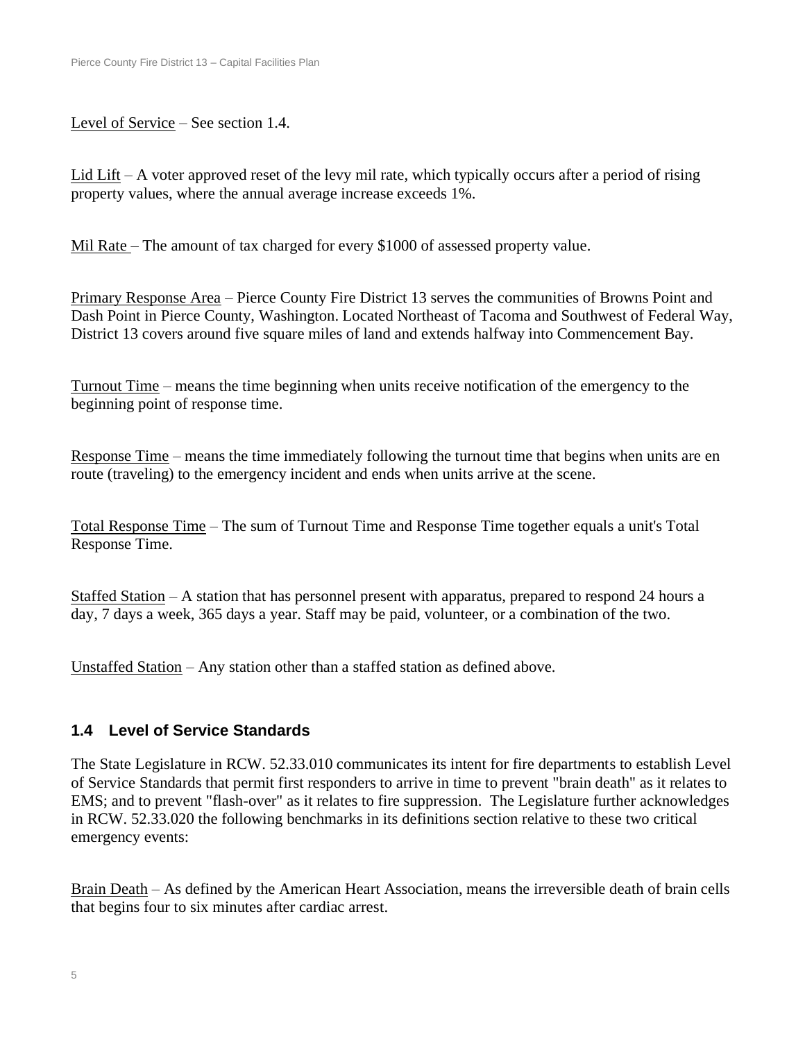Level of Service – See section 1.4.

Lid Lift – A voter approved reset of the levy mil rate, which typically occurs after a period of rising property values, where the annual average increase exceeds 1%.

Mil Rate – The amount of tax charged for every $1000 of assessed property value.

Primary Response Area – Pierce County Fire District 13 serves the communities of Browns Point and Dash Point in Pierce County, Washington. Located Northeast of Tacoma and Southwest of Federal Way, District 13 covers around five square miles of land and extends halfway into Commencement Bay.

Turnout Time – means the time beginning when units receive notification of the emergency to the beginning point of response time.

Response Time – means the time immediately following the turnout time that begins when units are en route (traveling) to the emergency incident and ends when units arrive at the scene.

Total Response Time – The sum of Turnout Time and Response Time together equals a unit's Total Response Time.

Staffed Station – A station that has personnel present with apparatus, prepared to respond 24 hours a day, 7 days a week, 365 days a year. Staff may be paid, volunteer, or a combination of the two.

Unstaffed Station – Any station other than a staffed station as defined above.

## 1.4 Level of Service Standards

The State Legislature in RCW. 52.33.010 communicates its intent for fire departments to establish Level of Service Standards that permit first responders to arrive in time to prevent "brain death" as it relates to EMS; and to prevent "flash-over" as it relates to fire suppression. The Legislature further acknowledges in RCW. 52.33.020 the following benchmarks in its definitions section relative to these two critical emergency events:

Brain Death – As defined by the American Heart Association, means the irreversible death of brain cells that begins four to six minutes after cardiac arrest.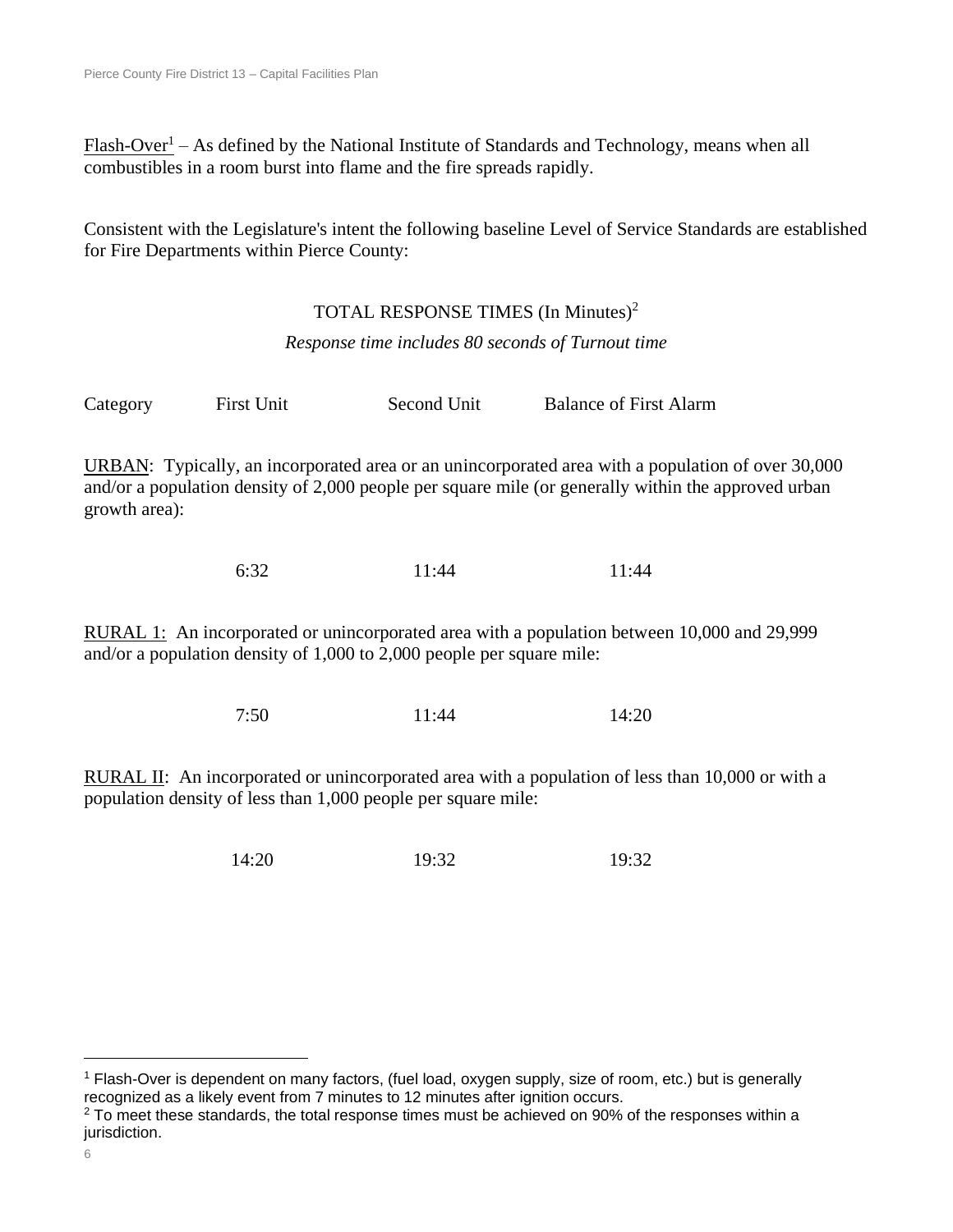<u>Flash-Over</u>[1] – As defined by the National Institute of Standards and Technology, means when all combustibles in a room burst into flame and the fire spreads rapidly.

Consistent with the Legislature's intent the following baseline Level of Service Standards are established for Fire Departments within Pierce County:

TOTAL RESPONSE TIMES (In Minutes)[2]

*Response time includes 80 seconds of Turnout time*

| Category | First Unit | Second Unit | Balance of First Alarm |
|---|---|---|---|
| <u>URBAN</u>: Typically, an incorporated area or an unincorporated area with a population of over 30,000 and/or a population density of 2,000 people per square mile (or generally within the approved urban growth area): | 6:32 | 11:44 | 11:44 |
| <u>RURAL 1:</u> An incorporated or unincorporated area with a population between 10,000 and 29,999 and/or a population density of 1,000 to 2,000 people per square mile: | 7:50 | 11:44 | 14:20 |
| <u>RURAL II</u>: An incorporated or unincorporated area with a population of less than 10,000 or with a population density of less than 1,000 people per square mile: | 14:20 | 19:32 | 19:32 |

---

[1] Flash-Over is dependent on many factors, (fuel load, oxygen supply, size of room, etc.) but is generally recognized as a likely event from 7 minutes to 12 minutes after ignition occurs.

[2] To meet these standards, the total response times must be achieved on 90% of the responses within a jurisdiction.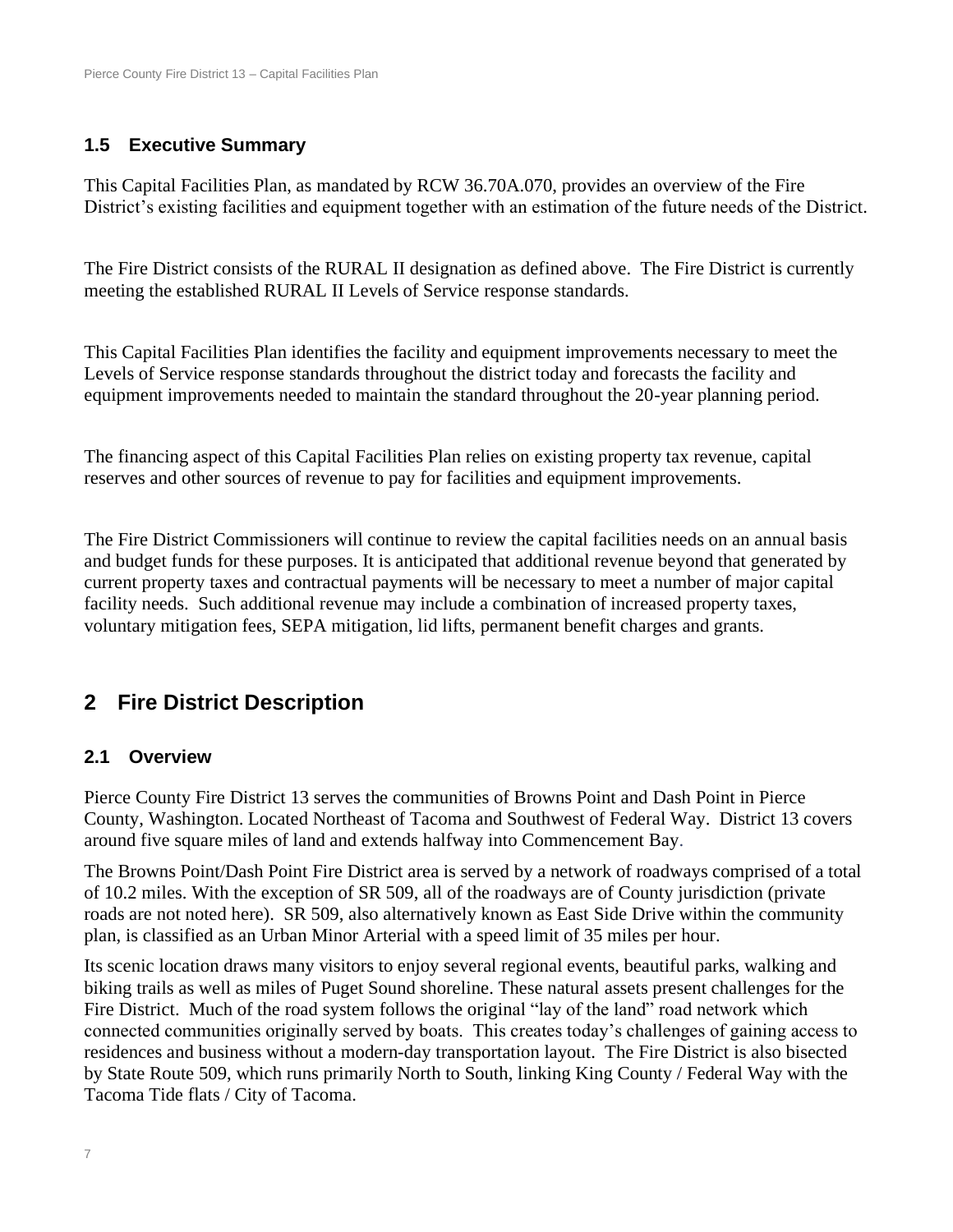### 1.5 Executive Summary

This Capital Facilities Plan, as mandated by RCW 36.70A.070, provides an overview of the Fire District's existing facilities and equipment together with an estimation of the future needs of the District.

The Fire District consists of the RURAL II designation as defined above. The Fire District is currently meeting the established RURAL II Levels of Service response standards.

This Capital Facilities Plan identifies the facility and equipment improvements necessary to meet the Levels of Service response standards throughout the district today and forecasts the facility and equipment improvements needed to maintain the standard throughout the 20-year planning period.

The financing aspect of this Capital Facilities Plan relies on existing property tax revenue, capital reserves and other sources of revenue to pay for facilities and equipment improvements.

The Fire District Commissioners will continue to review the capital facilities needs on an annual basis and budget funds for these purposes. It is anticipated that additional revenue beyond that generated by current property taxes and contractual payments will be necessary to meet a number of major capital facility needs. Such additional revenue may include a combination of increased property taxes, voluntary mitigation fees, SEPA mitigation, lid lifts, permanent benefit charges and grants.

## 2 Fire District Description

### 2.1 Overview

Pierce County Fire District 13 serves the communities of Browns Point and Dash Point in Pierce County, Washington. Located Northeast of Tacoma and Southwest of Federal Way. District 13 covers around five square miles of land and extends halfway into Commencement Bay.

The Browns Point/Dash Point Fire District area is served by a network of roadways comprised of a total of 10.2 miles. With the exception of SR 509, all of the roadways are of County jurisdiction (private roads are not noted here). SR 509, also alternatively known as East Side Drive within the community plan, is classified as an Urban Minor Arterial with a speed limit of 35 miles per hour.

Its scenic location draws many visitors to enjoy several regional events, beautiful parks, walking and biking trails as well as miles of Puget Sound shoreline. These natural assets present challenges for the Fire District. Much of the road system follows the original "lay of the land" road network which connected communities originally served by boats. This creates today's challenges of gaining access to residences and business without a modern-day transportation layout. The Fire District is also bisected by State Route 509, which runs primarily North to South, linking King County / Federal Way with the Tacoma Tide flats / City of Tacoma.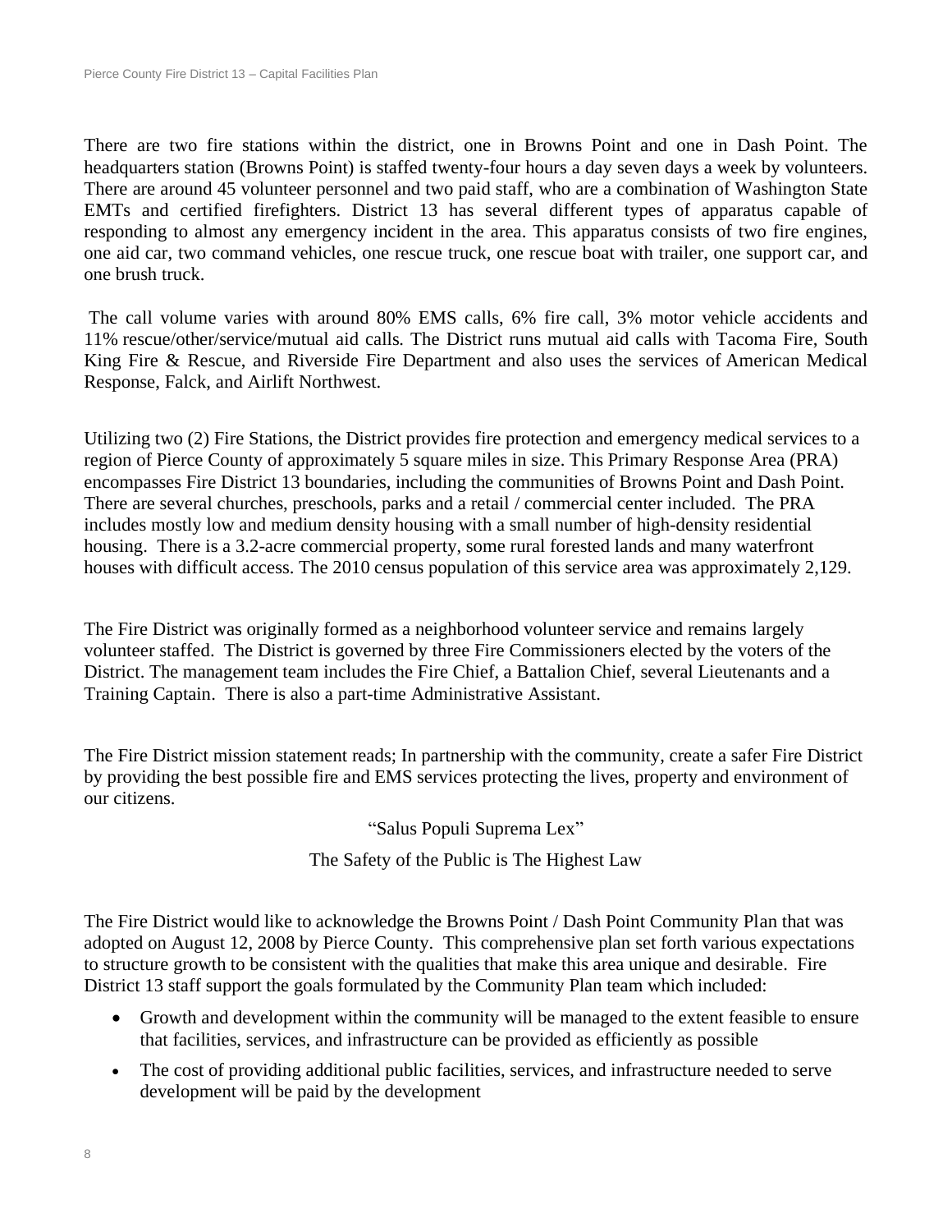There are two fire stations within the district, one in Browns Point and one in Dash Point. The headquarters station (Browns Point) is staffed twenty-four hours a day seven days a week by volunteers. There are around 45 volunteer personnel and two paid staff, who are a combination of Washington State EMTs and certified firefighters. District 13 has several different types of apparatus capable of responding to almost any emergency incident in the area. This apparatus consists of two fire engines, one aid car, two command vehicles, one rescue truck, one rescue boat with trailer, one support car, and one brush truck.

The call volume varies with around 80% EMS calls, 6% fire call, 3% motor vehicle accidents and 11% rescue/other/service/mutual aid calls. The District runs mutual aid calls with Tacoma Fire, South King Fire & Rescue, and Riverside Fire Department and also uses the services of American Medical Response, Falck, and Airlift Northwest.

Utilizing two (2) Fire Stations, the District provides fire protection and emergency medical services to a region of Pierce County of approximately 5 square miles in size. This Primary Response Area (PRA) encompasses Fire District 13 boundaries, including the communities of Browns Point and Dash Point. There are several churches, preschools, parks and a retail / commercial center included. The PRA includes mostly low and medium density housing with a small number of high-density residential housing. There is a 3.2-acre commercial property, some rural forested lands and many waterfront houses with difficult access. The 2010 census population of this service area was approximately 2,129.

The Fire District was originally formed as a neighborhood volunteer service and remains largely volunteer staffed. The District is governed by three Fire Commissioners elected by the voters of the District. The management team includes the Fire Chief, a Battalion Chief, several Lieutenants and a Training Captain. There is also a part-time Administrative Assistant.

The Fire District mission statement reads; In partnership with the community, create a safer Fire District by providing the best possible fire and EMS services protecting the lives, property and environment of our citizens.

"Salus Populi Suprema Lex"

The Safety of the Public is The Highest Law

The Fire District would like to acknowledge the Browns Point / Dash Point Community Plan that was adopted on August 12, 2008 by Pierce County. This comprehensive plan set forth various expectations to structure growth to be consistent with the qualities that make this area unique and desirable. Fire District 13 staff support the goals formulated by the Community Plan team which included:

- Growth and development within the community will be managed to the extent feasible to ensure that facilities, services, and infrastructure can be provided as efficiently as possible
- The cost of providing additional public facilities, services, and infrastructure needed to serve development will be paid by the development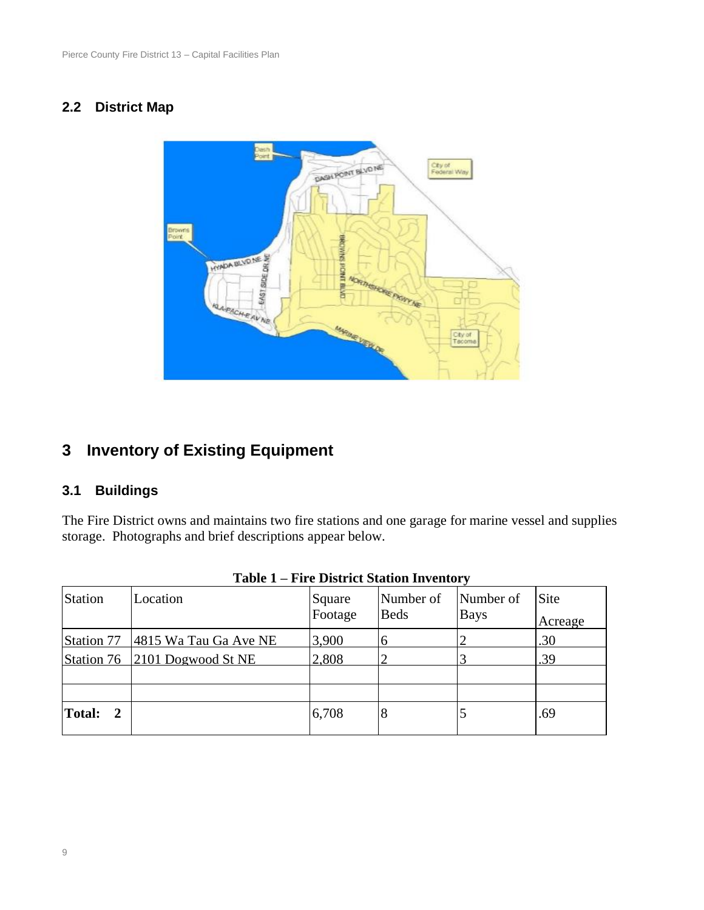## 2.2 District Map

# 3 Inventory of Existing Equipment

## 3.1 Buildings

The Fire District owns and maintains two fire stations and one garage for marine vessel and supplies storage. Photographs and brief descriptions appear below.

**Table 1 – Fire District Station Inventory**

| Station | Location | Square Footage | Number of Beds | Number of Bays | Site Acreage |
|---|---|---|---|---|---|
| Station 77 | 4815 Wa Tau Ga Ave NE | 3,900 | 6 | 2 | .30 |
| Station 76 | 2101 Dogwood St NE | 2,808 | 2 | 3 | .39 |
| | | | | | |
| | | | | | |
| **Total: 2** | | 6,708 | 8 | 5 | .69 |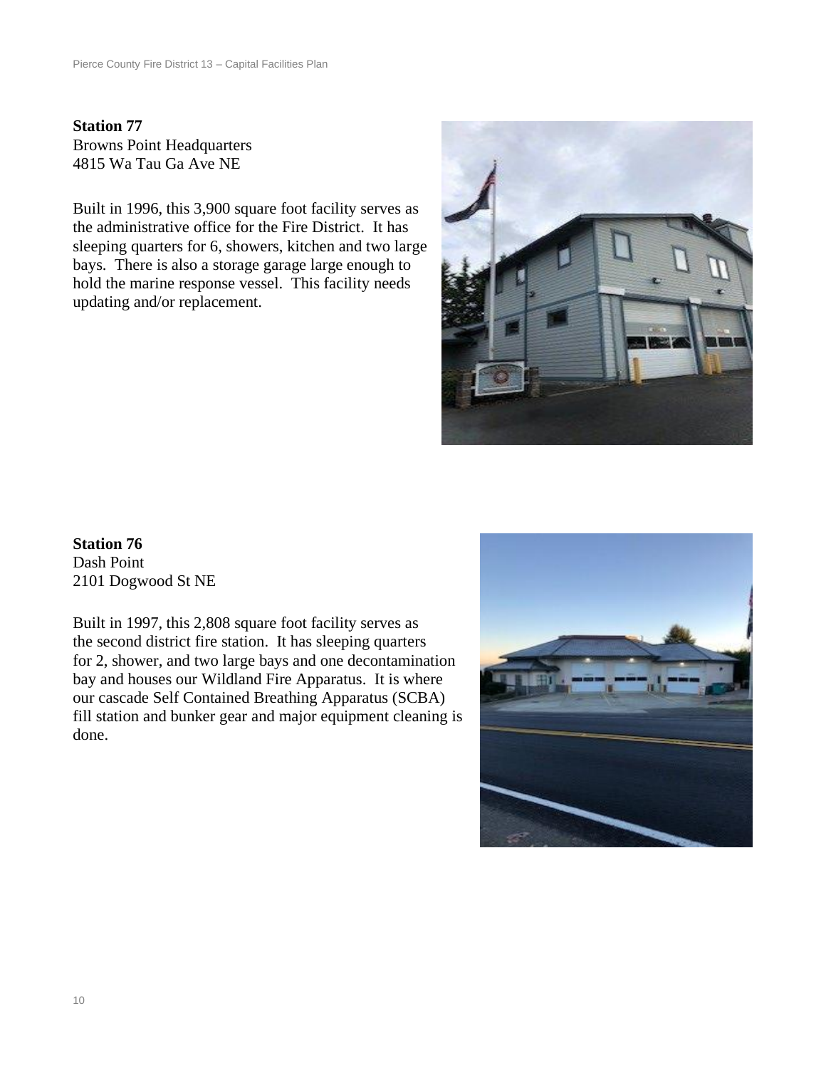**Station 77**
Browns Point Headquarters
4815 Wa Tau Ga Ave NE

Built in 1996, this 3,900 square foot facility serves as the administrative office for the Fire District. It has sleeping quarters for 6, showers, kitchen and two large bays. There is also a storage garage large enough to hold the marine response vessel. This facility needs updating and/or replacement.

**Station 76**
Dash Point
2101 Dogwood St NE

Built in 1997, this 2,808 square foot facility serves as the second district fire station. It has sleeping quarters for 2, shower, and two large bays and one decontamination bay and houses our Wildland Fire Apparatus. It is where our cascade Self Contained Breathing Apparatus (SCBA) fill station and bunker gear and major equipment cleaning is done.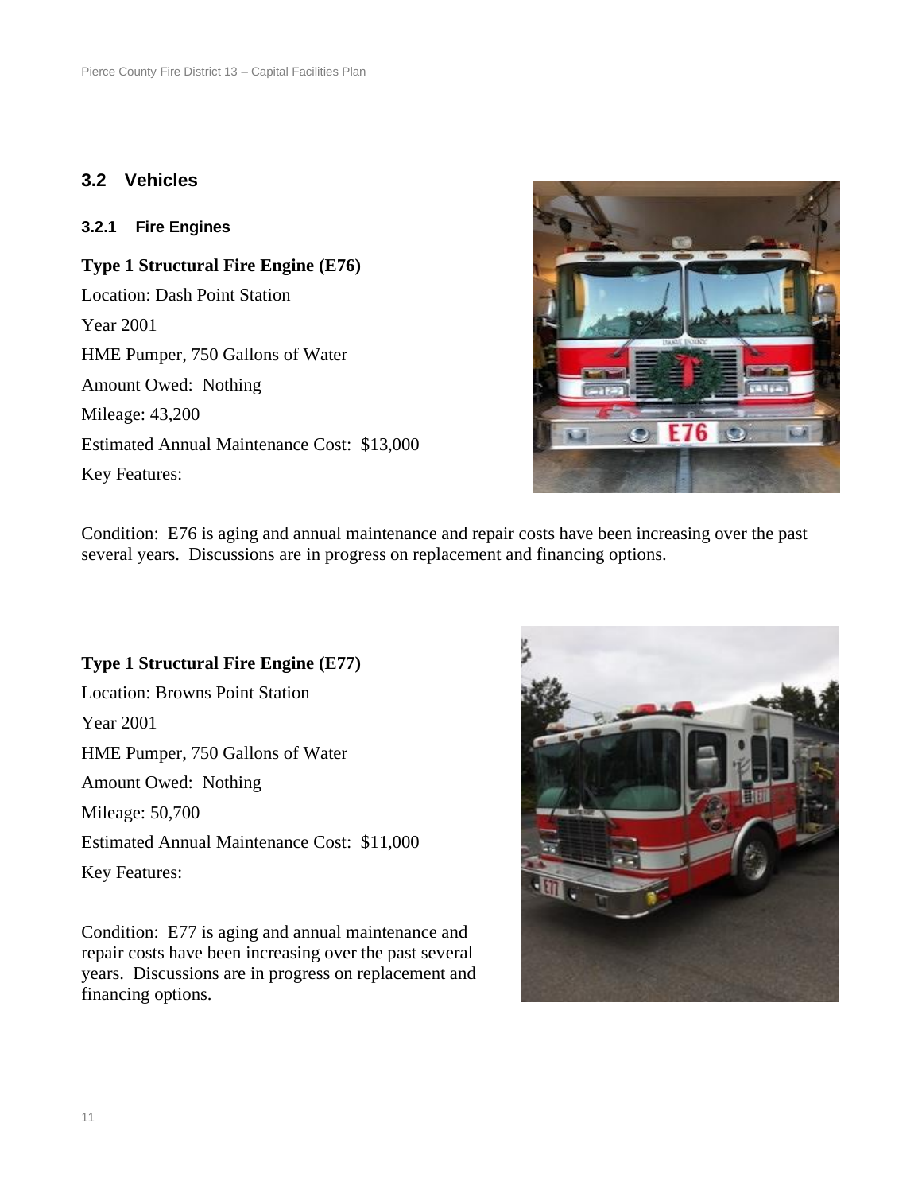## 3.2 Vehicles

### 3.2.1 Fire Engines

**Type 1 Structural Fire Engine (E76)**

Location: Dash Point Station

Year 2001

HME Pumper, 750 Gallons of Water

Amount Owed: Nothing

Mileage: 43,200

Estimated Annual Maintenance Cost: $13,000

Key Features:

Condition: E76 is aging and annual maintenance and repair costs have been increasing over the past several years. Discussions are in progress on replacement and financing options.

**Type 1 Structural Fire Engine (E77)**

Location: Browns Point Station

Year 2001

HME Pumper, 750 Gallons of Water

Amount Owed: Nothing

Mileage: 50,700

Estimated Annual Maintenance Cost: $11,000

Key Features:

Condition: E77 is aging and annual maintenance and repair costs have been increasing over the past several years. Discussions are in progress on replacement and financing options.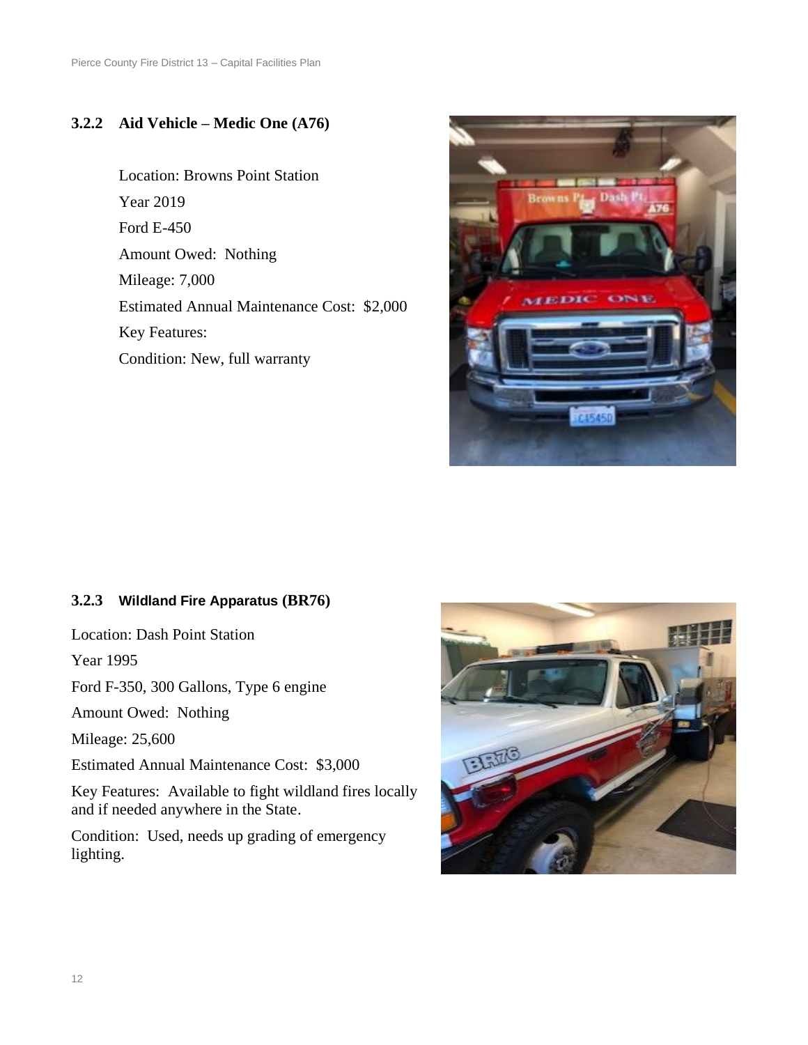### 3.2.2 Aid Vehicle – Medic One (A76)

Location: Browns Point Station

Year 2019

Ford E-450

Amount Owed: Nothing

Mileage: 7,000

Estimated Annual Maintenance Cost: $2,000

Key Features:

Condition: New, full warranty

### 3.2.3 Wildland Fire Apparatus (BR76)

Location: Dash Point Station

Year 1995

Ford F-350, 300 Gallons, Type 6 engine

Amount Owed: Nothing

Mileage: 25,600

Estimated Annual Maintenance Cost: $3,000

Key Features: Available to fight wildland fires locally and if needed anywhere in the State.

Condition: Used, needs up grading of emergency lighting.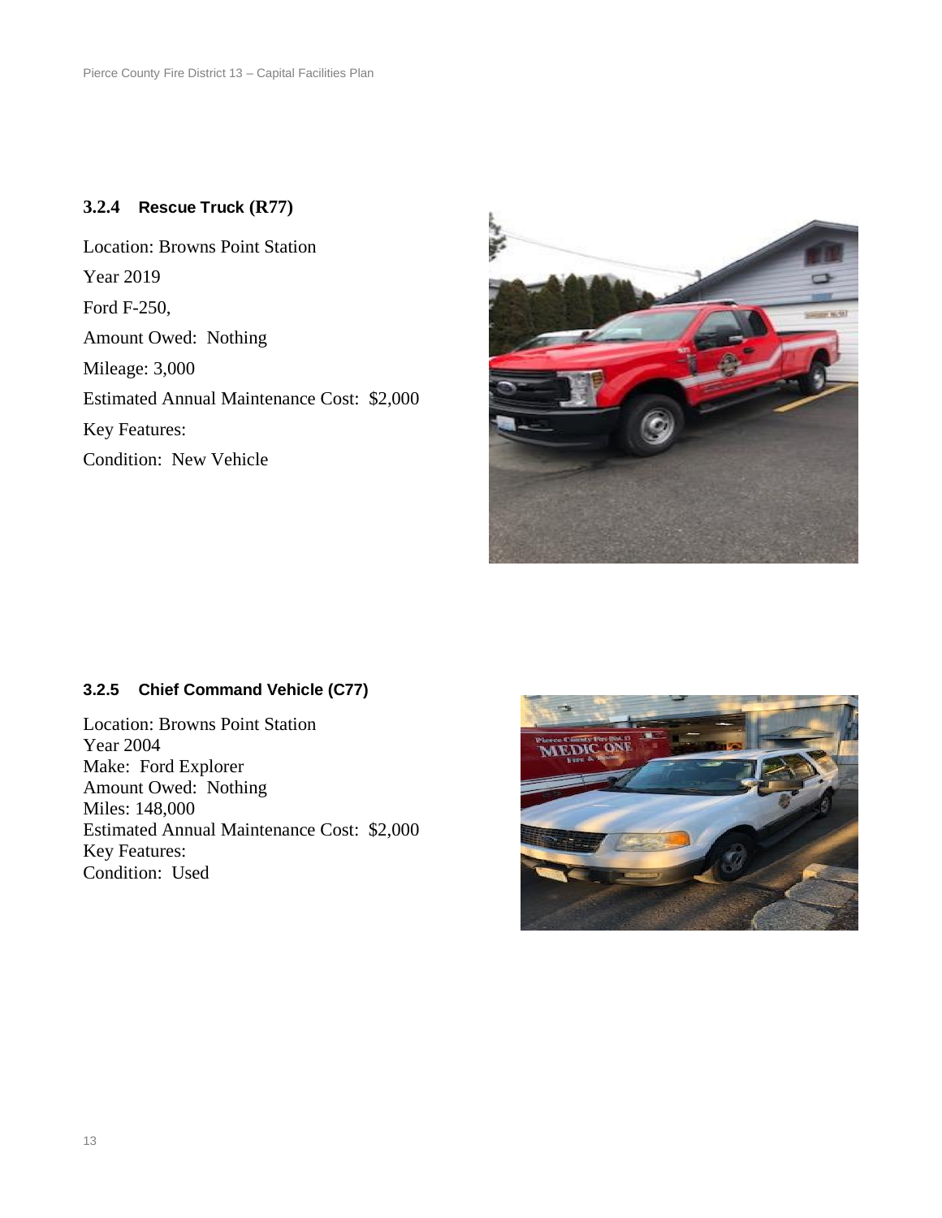### 3.2.4 Rescue Truck (R77)

Location: Browns Point Station

Year 2019

Ford F-250,

Amount Owed: Nothing

Mileage: 3,000

Estimated Annual Maintenance Cost: $2,000

Key Features:

Condition: New Vehicle

### 3.2.5 Chief Command Vehicle (C77)

Location: Browns Point Station  
Year 2004  
Make: Ford Explorer  
Amount Owed: Nothing  
Miles: 148,000  
Estimated Annual Maintenance Cost: $2,000  
Key Features:  
Condition: Used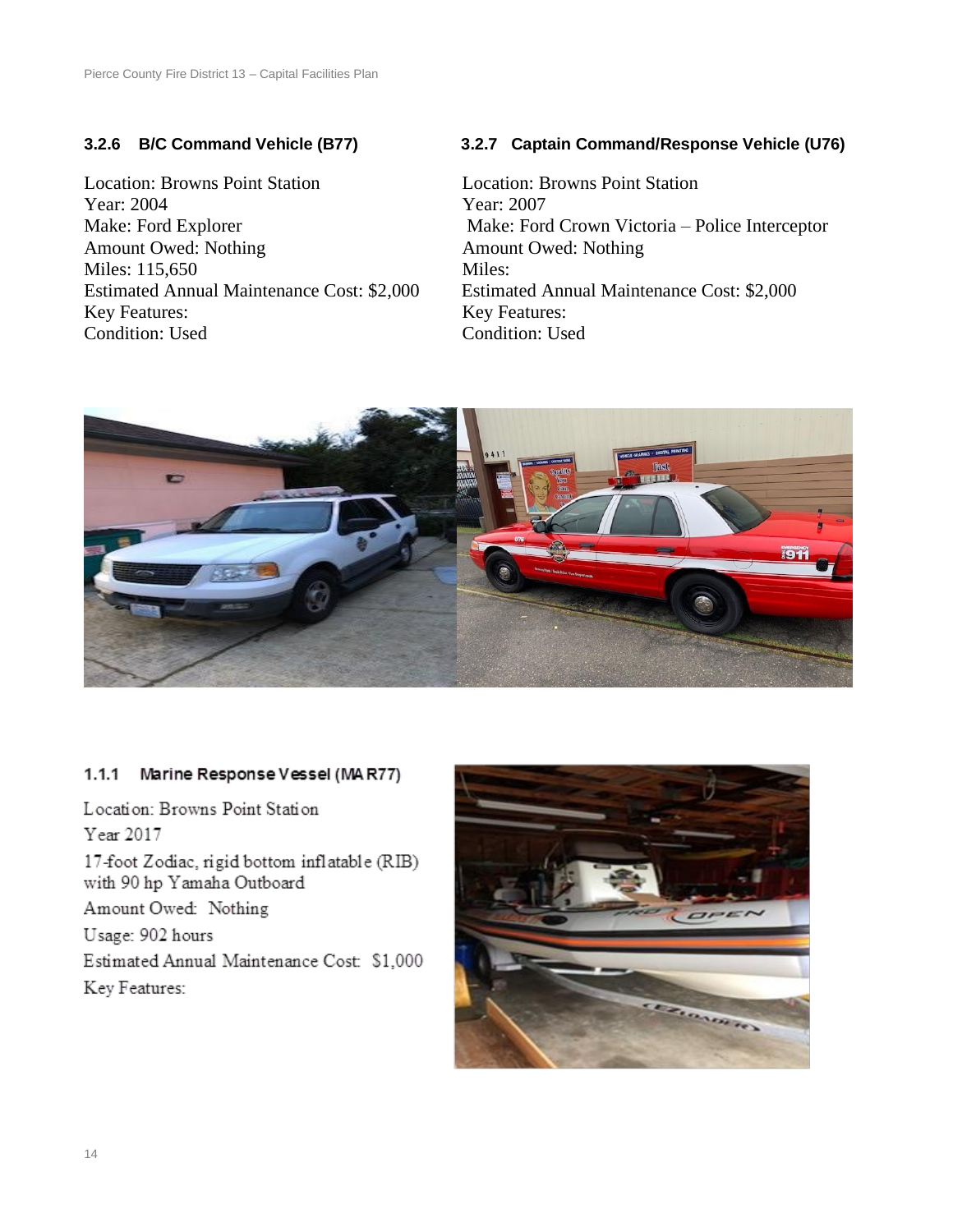### 3.2.6 B/C Command Vehicle (B77)

Location: Browns Point Station
Year: 2004
Make: Ford Explorer
Amount Owed: Nothing
Miles: 115,650
Estimated Annual Maintenance Cost: $2,000
Key Features:
Condition: Used

### 3.2.7 Captain Command/Response Vehicle (U76)

Location: Browns Point Station
Year: 2007
Make: Ford Crown Victoria – Police Interceptor
Amount Owed: Nothing
Miles:
Estimated Annual Maintenance Cost: $2,000
Key Features:
Condition: Used

### 1.1.1 Marine Response Vessel (MAR77)

Location: Browns Point Station

Year 2017

17-foot Zodiac, rigid bottom inflatable (RIB) with 90 hp Yamaha Outboard

Amount Owed: Nothing

Usage: 902 hours

Estimated Annual Maintenance Cost: $1,000

Key Features: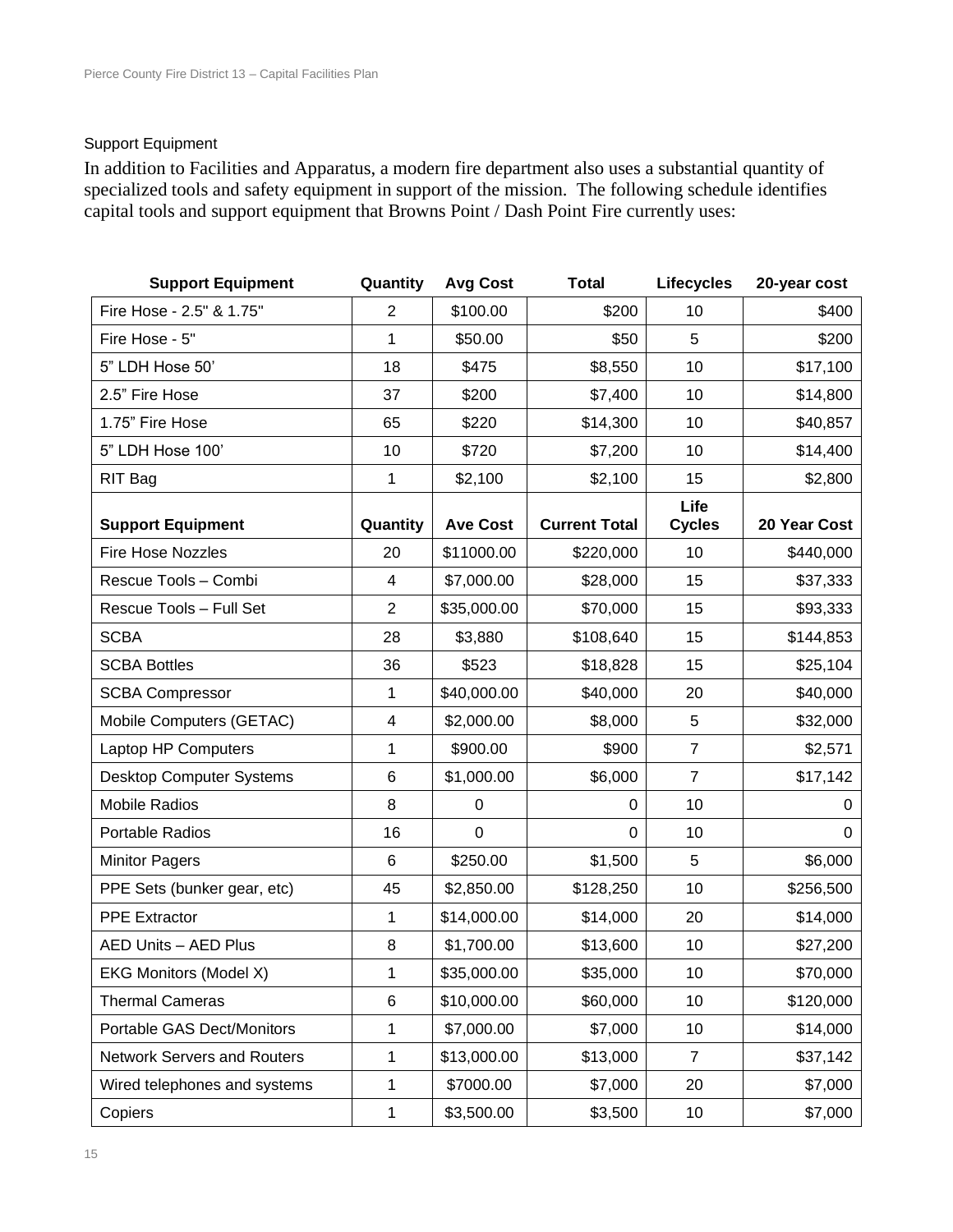### Support Equipment

In addition to Facilities and Apparatus, a modern fire department also uses a substantial quantity of specialized tools and safety equipment in support of the mission. The following schedule identifies capital tools and support equipment that Browns Point / Dash Point Fire currently uses:

| Support Equipment | Quantity | Avg Cost | Total | Lifecycles | 20-year cost |
|---|---|---|---|---|---|
| Fire Hose - 2.5" & 1.75" | 2 | $100.00 | $200 | 10 | $400 |
| Fire Hose - 5" | 1 | $50.00 | $50 | 5 | $200 |
| 5" LDH Hose 50' | 18 | $475 | $8,550 | 10 | $17,100 |
| 2.5" Fire Hose | 37 | $200 | $7,400 | 10 | $14,800 |
| 1.75" Fire Hose | 65 | $220 | $14,300 | 10 | $40,857 |
| 5" LDH Hose 100' | 10 | $720 | $7,200 | 10 | $14,400 |
| RIT Bag | 1 | $2,100 | $2,100 | 15 | $2,800 |
| **Support Equipment** | **Quantity** | **Ave Cost** | **Current Total** | **Life Cycles** | **20 Year Cost** |
| Fire Hose Nozzles | 20 | $11000.00 | $220,000 | 10 | $440,000 |
| Rescue Tools – Combi | 4 | $7,000.00 | $28,000 | 15 | $37,333 |
| Rescue Tools – Full Set | 2 | $35,000.00 | $70,000 | 15 | $93,333 |
| SCBA | 28 | $3,880 | $108,640 | 15 | $144,853 |
| SCBA Bottles | 36 | $523 | $18,828 | 15 | $25,104 |
| SCBA Compressor | 1 | $40,000.00 | $40,000 | 20 | $40,000 |
| Mobile Computers (GETAC) | 4 | $2,000.00 | $8,000 | 5 | $32,000 |
| Laptop HP Computers | 1 | $900.00 | $900 | 7 | $2,571 |
| Desktop Computer Systems | 6 | $1,000.00 | $6,000 | 7 | $17,142 |
| Mobile Radios | 8 | 0 | 0 | 10 | 0 |
| Portable Radios | 16 | 0 | 0 | 10 | 0 |
| Minitor Pagers | 6 | $250.00 | $1,500 | 5 | $6,000 |
| PPE Sets (bunker gear, etc) | 45 | $2,850.00 | $128,250 | 10 | $256,500 |
| PPE Extractor | 1 | $14,000.00 | $14,000 | 20 | $14,000 |
| AED Units – AED Plus | 8 | $1,700.00 | $13,600 | 10 | $27,200 |
| EKG Monitors (Model X) | 1 | $35,000.00 | $35,000 | 10 | $70,000 |
| Thermal Cameras | 6 | $10,000.00 | $60,000 | 10 | $120,000 |
| Portable GAS Dect/Monitors | 1 | $7,000.00 | $7,000 | 10 | $14,000 |
| Network Servers and Routers | 1 | $13,000.00 | $13,000 | 7 | $37,142 |
| Wired telephones and systems | 1 | $7000.00 | $7,000 | 20 | $7,000 |
| Copiers | 1 | $3,500.00 | $3,500 | 10 | $7,000 |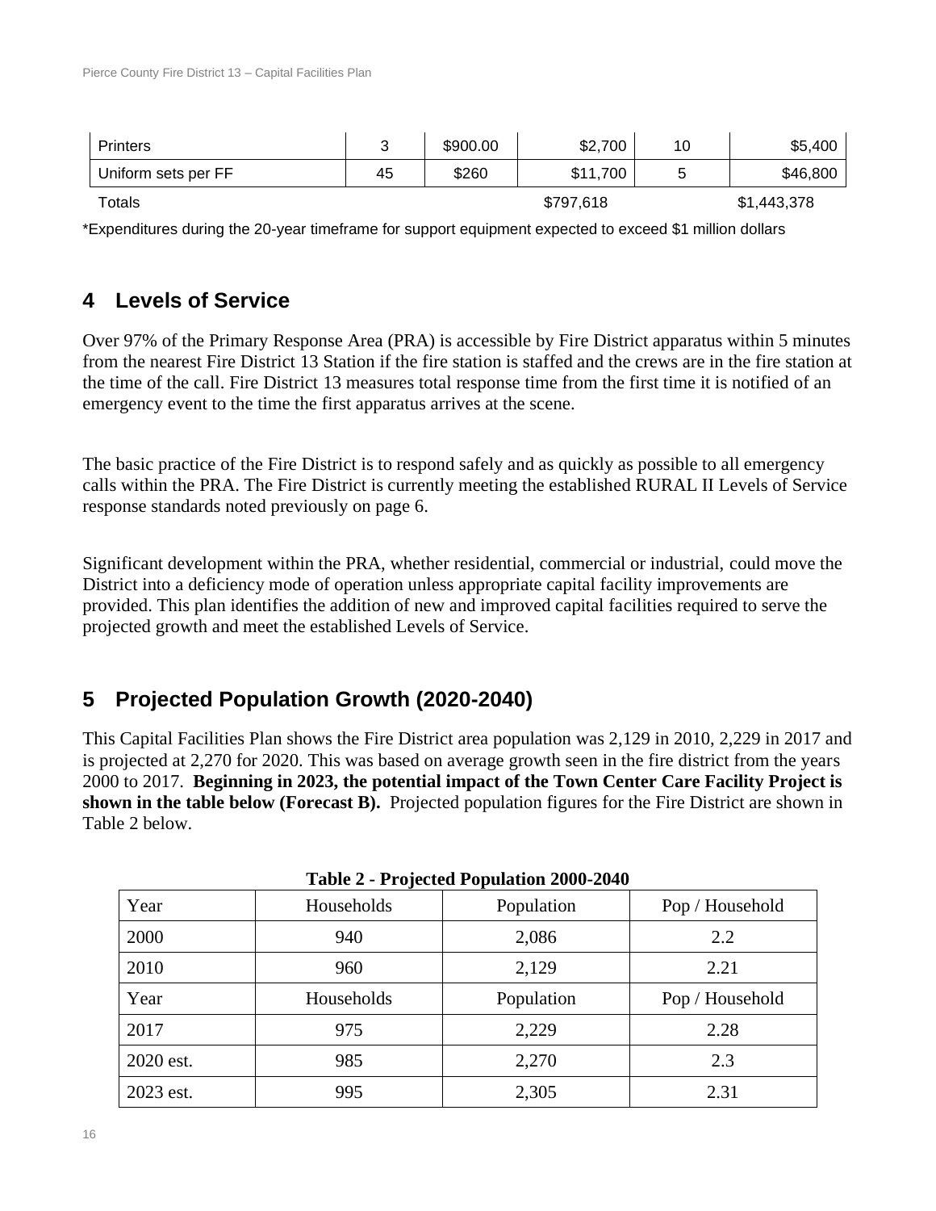| Printers | 3 | $900.00 | $2,700 | 10 | $5,400 |
|---|---|---|---|---|---|
| Uniform sets per FF | 45 | $260 | $11,700 | 5 | $46,800 |
| Totals | | | $797,618 | | $1,443,378 |

*Expenditures during the 20-year timeframe for support equipment expected to exceed $1 million dollars

## 4 Levels of Service

Over 97% of the Primary Response Area (PRA) is accessible by Fire District apparatus within 5 minutes from the nearest Fire District 13 Station if the fire station is staffed and the crews are in the fire station at the time of the call. Fire District 13 measures total response time from the first time it is notified of an emergency event to the time the first apparatus arrives at the scene.

The basic practice of the Fire District is to respond safely and as quickly as possible to all emergency calls within the PRA. The Fire District is currently meeting the established RURAL II Levels of Service response standards noted previously on page 6.

Significant development within the PRA, whether residential, commercial or industrial, could move the District into a deficiency mode of operation unless appropriate capital facility improvements are provided. This plan identifies the addition of new and improved capital facilities required to serve the projected growth and meet the established Levels of Service.

## 5 Projected Population Growth (2020-2040)

This Capital Facilities Plan shows the Fire District area population was 2,129 in 2010, 2,229 in 2017 and is projected at 2,270 for 2020. This was based on average growth seen in the fire district from the years 2000 to 2017. **Beginning in 2023, the potential impact of the Town Center Care Facility Project is shown in the table below (Forecast B).** Projected population figures for the Fire District are shown in Table 2 below.

**Table 2 - Projected Population 2000-2040**

| Year | Households | Population | Pop / Household |
|---|---|---|---|
| 2000 | 940 | 2,086 | 2.2 |
| 2010 | 960 | 2,129 | 2.21 |
| Year | Households | Population | Pop / Household |
| 2017 | 975 | 2,229 | 2.28 |
| 2020 est. | 985 | 2,270 | 2.3 |
| 2023 est. | 995 | 2,305 | 2.31 |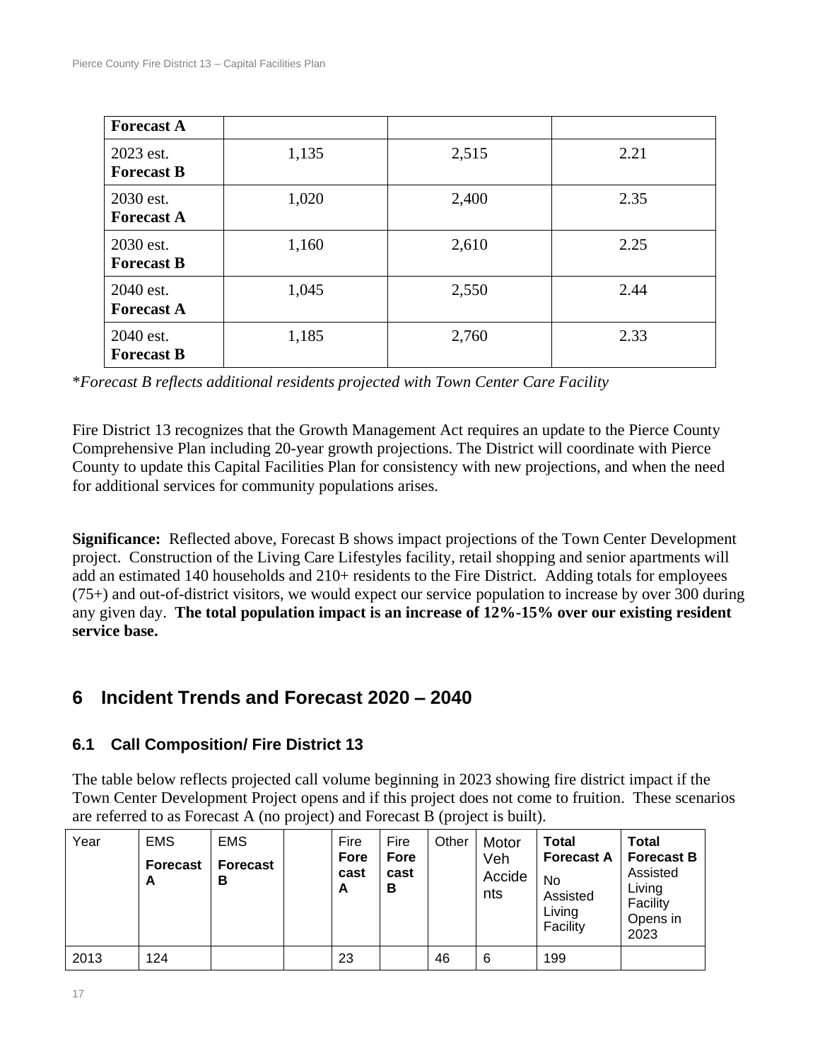| **Forecast A** | | | |
|---|---|---|---|
| 2023 est. **Forecast B** | 1,135 | 2,515 | 2.21 |
| 2030 est. **Forecast A** | 1,020 | 2,400 | 2.35 |
| 2030 est. **Forecast B** | 1,160 | 2,610 | 2.25 |
| 2040 est. **Forecast A** | 1,045 | 2,550 | 2.44 |
| 2040 est. **Forecast B** | 1,185 | 2,760 | 2.33 |

*\*Forecast B reflects additional residents projected with Town Center Care Facility*

Fire District 13 recognizes that the Growth Management Act requires an update to the Pierce County Comprehensive Plan including 20-year growth projections. The District will coordinate with Pierce County to update this Capital Facilities Plan for consistency with new projections, and when the need for additional services for community populations arises.

**Significance:** Reflected above, Forecast B shows impact projections of the Town Center Development project. Construction of the Living Care Lifestyles facility, retail shopping and senior apartments will add an estimated 140 households and 210+ residents to the Fire District. Adding totals for employees (75+) and out-of-district visitors, we would expect our service population to increase by over 300 during any given day. **The total population impact is an increase of 12%-15% over our existing resident service base.**

## 6 Incident Trends and Forecast 2020 – 2040

### 6.1 Call Composition/ Fire District 13

The table below reflects projected call volume beginning in 2023 showing fire district impact if the Town Center Development Project opens and if this project does not come to fruition. These scenarios are referred to as Forecast A (no project) and Forecast B (project is built).

| Year | EMS **Forecast A** | EMS **Forecast B** | | Fire **Forecast A** | Fire **Forecast B** | Other | Motor Veh Accidents | **Total Forecast A** No Assisted Living Facility | **Total Forecast B** Assisted Living Facility Opens in 2023 |
|---|---|---|---|---|---|---|---|---|---|
| 2013 | 124 | | | 23 | | 46 | 6 | 199 | |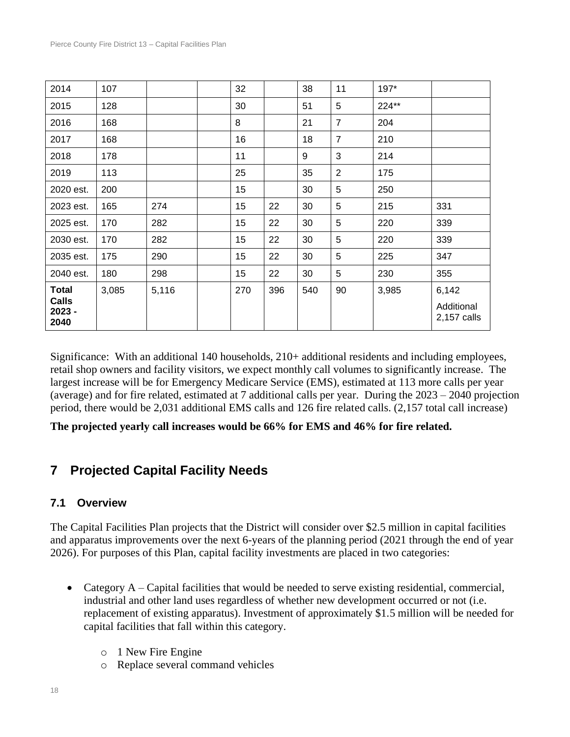| | | | | | | | | | |
|---|---|---|---|---|---|---|---|---|---|
| 2014 | 107 | | | 32 | | 38 | 11 | 197* | |
| 2015 | 128 | | | 30 | | 51 | 5 | 224** | |
| 2016 | 168 | | | 8 | | 21 | 7 | 204 | |
| 2017 | 168 | | | 16 | | 18 | 7 | 210 | |
| 2018 | 178 | | | 11 | | 9 | 3 | 214 | |
| 2019 | 113 | | | 25 | | 35 | 2 | 175 | |
| 2020 est. | 200 | | | 15 | | 30 | 5 | 250 | |
| 2023 est. | 165 | 274 | | 15 | 22 | 30 | 5 | 215 | 331 |
| 2025 est. | 170 | 282 | | 15 | 22 | 30 | 5 | 220 | 339 |
| 2030 est. | 170 | 282 | | 15 | 22 | 30 | 5 | 220 | 339 |
| 2035 est. | 175 | 290 | | 15 | 22 | 30 | 5 | 225 | 347 |
| 2040 est. | 180 | 298 | | 15 | 22 | 30 | 5 | 230 | 355 |
| **Total Calls 2023 - 2040** | 3,085 | 5,116 | | 270 | 396 | 540 | 90 | 3,985 | 6,142 Additional 2,157 calls |

Significance: With an additional 140 households, 210+ additional residents and including employees, retail shop owners and facility visitors, we expect monthly call volumes to significantly increase. The largest increase will be for Emergency Medicare Service (EMS), estimated at 113 more calls per year (average) and for fire related, estimated at 7 additional calls per year. During the 2023 – 2040 projection period, there would be 2,031 additional EMS calls and 126 fire related calls. (2,157 total call increase)

**The projected yearly call increases would be 66% for EMS and 46% for fire related.**

## 7 Projected Capital Facility Needs

### 7.1 Overview

The Capital Facilities Plan projects that the District will consider over $2.5 million in capital facilities and apparatus improvements over the next 6-years of the planning period (2021 through the end of year 2026). For purposes of this Plan, capital facility investments are placed in two categories:

- Category A – Capital facilities that would be needed to serve existing residential, commercial, industrial and other land uses regardless of whether new development occurred or not (i.e. replacement of existing apparatus). Investment of approximately $1.5 million will be needed for capital facilities that fall within this category.
  - 1 New Fire Engine
  - Replace several command vehicles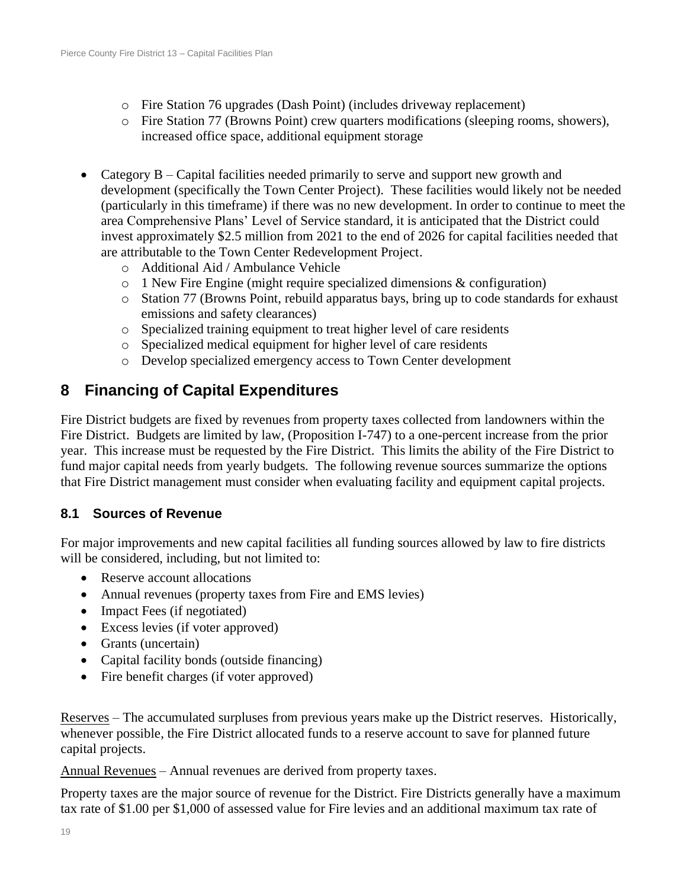- Fire Station 76 upgrades (Dash Point) (includes driveway replacement)
  - Fire Station 77 (Browns Point) crew quarters modifications (sleeping rooms, showers), increased office space, additional equipment storage

- Category B – Capital facilities needed primarily to serve and support new growth and development (specifically the Town Center Project). These facilities would likely not be needed (particularly in this timeframe) if there was no new development. In order to continue to meet the area Comprehensive Plans' Level of Service standard, it is anticipated that the District could invest approximately $2.5 million from 2021 to the end of 2026 for capital facilities needed that are attributable to the Town Center Redevelopment Project.
  - Additional Aid / Ambulance Vehicle
  - 1 New Fire Engine (might require specialized dimensions & configuration)
  - Station 77 (Browns Point, rebuild apparatus bays, bring up to code standards for exhaust emissions and safety clearances)
  - Specialized training equipment to treat higher level of care residents
  - Specialized medical equipment for higher level of care residents
  - Develop specialized emergency access to Town Center development

# 8 Financing of Capital Expenditures

Fire District budgets are fixed by revenues from property taxes collected from landowners within the Fire District. Budgets are limited by law, (Proposition I-747) to a one-percent increase from the prior year. This increase must be requested by the Fire District. This limits the ability of the Fire District to fund major capital needs from yearly budgets. The following revenue sources summarize the options that Fire District management must consider when evaluating facility and equipment capital projects.

## 8.1 Sources of Revenue

For major improvements and new capital facilities all funding sources allowed by law to fire districts will be considered, including, but not limited to:

- Reserve account allocations
- Annual revenues (property taxes from Fire and EMS levies)
- Impact Fees (if negotiated)
- Excess levies (if voter approved)
- Grants (uncertain)
- Capital facility bonds (outside financing)
- Fire benefit charges (if voter approved)

<u>Reserves</u> – The accumulated surpluses from previous years make up the District reserves. Historically, whenever possible, the Fire District allocated funds to a reserve account to save for planned future capital projects.

<u>Annual Revenues</u> – Annual revenues are derived from property taxes.

Property taxes are the major source of revenue for the District. Fire Districts generally have a maximum tax rate of $1.00 per $1,000 of assessed value for Fire levies and an additional maximum tax rate of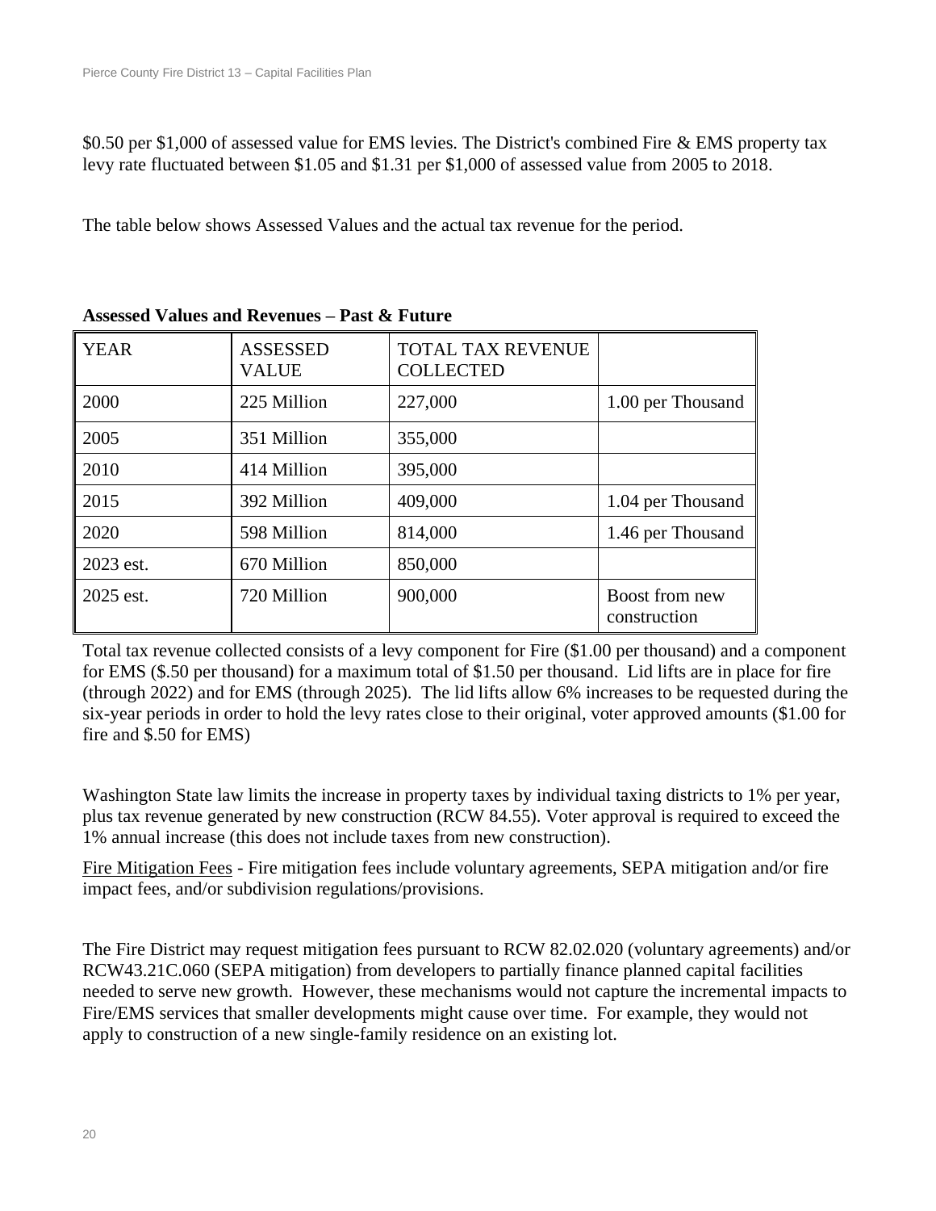$0.50 per $1,000 of assessed value for EMS levies. The District's combined Fire & EMS property tax levy rate fluctuated between $1.05 and $1.31 per $1,000 of assessed value from 2005 to 2018.

The table below shows Assessed Values and the actual tax revenue for the period.

**Assessed Values and Revenues – Past & Future**

| YEAR | ASSESSED VALUE | TOTAL TAX REVENUE COLLECTED | |
|---|---|---|---|
| 2000 | 225 Million | 227,000 | 1.00 per Thousand |
| 2005 | 351 Million | 355,000 | |
| 2010 | 414 Million | 395,000 | |
| 2015 | 392 Million | 409,000 | 1.04 per Thousand |
| 2020 | 598 Million | 814,000 | 1.46 per Thousand |
| 2023 est. | 670 Million | 850,000 | |
| 2025 est. | 720 Million | 900,000 | Boost from new construction |

Total tax revenue collected consists of a levy component for Fire ($1.00 per thousand) and a component for EMS ($.50 per thousand) for a maximum total of $1.50 per thousand. Lid lifts are in place for fire (through 2022) and for EMS (through 2025). The lid lifts allow 6% increases to be requested during the six-year periods in order to hold the levy rates close to their original, voter approved amounts ($1.00 for fire and $.50 for EMS)

Washington State law limits the increase in property taxes by individual taxing districts to 1% per year, plus tax revenue generated by new construction (RCW 84.55). Voter approval is required to exceed the 1% annual increase (this does not include taxes from new construction).

<u>Fire Mitigation Fees</u> - Fire mitigation fees include voluntary agreements, SEPA mitigation and/or fire impact fees, and/or subdivision regulations/provisions.

The Fire District may request mitigation fees pursuant to RCW 82.02.020 (voluntary agreements) and/or RCW43.21C.060 (SEPA mitigation) from developers to partially finance planned capital facilities needed to serve new growth. However, these mechanisms would not capture the incremental impacts to Fire/EMS services that smaller developments might cause over time. For example, they would not apply to construction of a new single-family residence on an existing lot.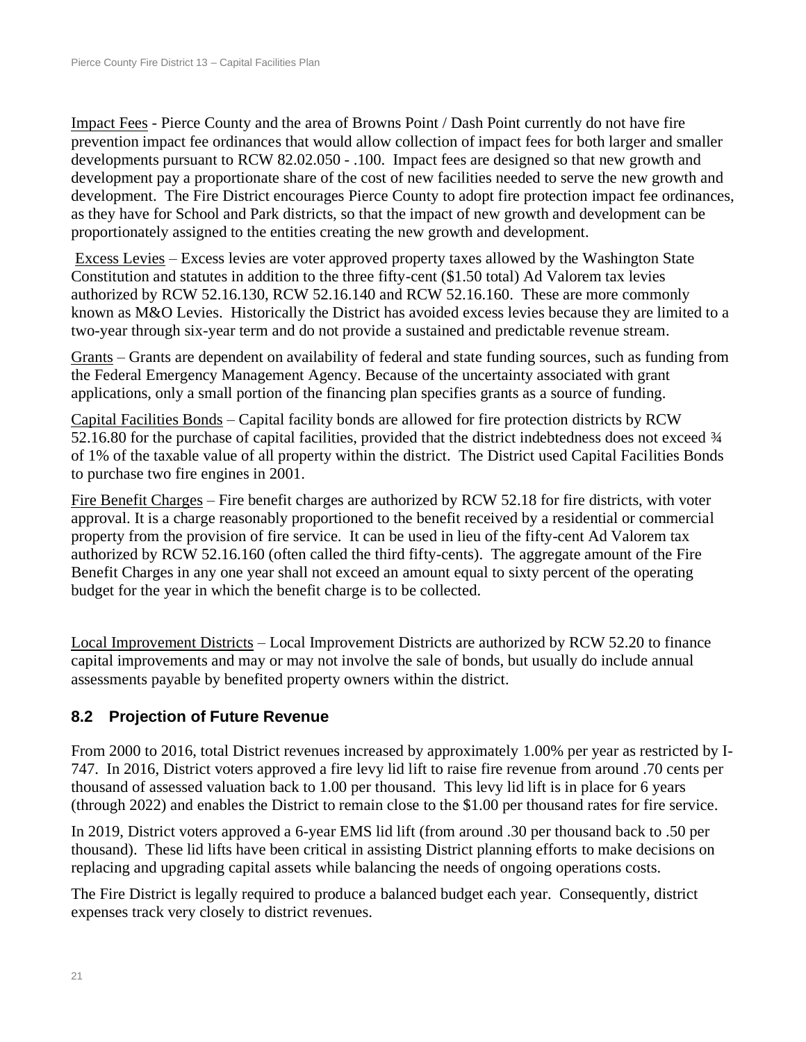Impact Fees - Pierce County and the area of Browns Point / Dash Point currently do not have fire prevention impact fee ordinances that would allow collection of impact fees for both larger and smaller developments pursuant to RCW 82.02.050 - .100. Impact fees are designed so that new growth and development pay a proportionate share of the cost of new facilities needed to serve the new growth and development. The Fire District encourages Pierce County to adopt fire protection impact fee ordinances, as they have for School and Park districts, so that the impact of new growth and development can be proportionately assigned to the entities creating the new growth and development.

Excess Levies – Excess levies are voter approved property taxes allowed by the Washington State Constitution and statutes in addition to the three fifty-cent ($1.50 total) Ad Valorem tax levies authorized by RCW 52.16.130, RCW 52.16.140 and RCW 52.16.160. These are more commonly known as M&O Levies. Historically the District has avoided excess levies because they are limited to a two-year through six-year term and do not provide a sustained and predictable revenue stream.

Grants – Grants are dependent on availability of federal and state funding sources, such as funding from the Federal Emergency Management Agency. Because of the uncertainty associated with grant applications, only a small portion of the financing plan specifies grants as a source of funding.

Capital Facilities Bonds – Capital facility bonds are allowed for fire protection districts by RCW 52.16.80 for the purchase of capital facilities, provided that the district indebtedness does not exceed ¾ of 1% of the taxable value of all property within the district. The District used Capital Facilities Bonds to purchase two fire engines in 2001.

Fire Benefit Charges – Fire benefit charges are authorized by RCW 52.18 for fire districts, with voter approval. It is a charge reasonably proportioned to the benefit received by a residential or commercial property from the provision of fire service. It can be used in lieu of the fifty-cent Ad Valorem tax authorized by RCW 52.16.160 (often called the third fifty-cents). The aggregate amount of the Fire Benefit Charges in any one year shall not exceed an amount equal to sixty percent of the operating budget for the year in which the benefit charge is to be collected.

Local Improvement Districts – Local Improvement Districts are authorized by RCW 52.20 to finance capital improvements and may or may not involve the sale of bonds, but usually do include annual assessments payable by benefited property owners within the district.

## 8.2 Projection of Future Revenue

From 2000 to 2016, total District revenues increased by approximately 1.00% per year as restricted by I-747. In 2016, District voters approved a fire levy lid lift to raise fire revenue from around .70 cents per thousand of assessed valuation back to 1.00 per thousand. This levy lid lift is in place for 6 years (through 2022) and enables the District to remain close to the $1.00 per thousand rates for fire service.

In 2019, District voters approved a 6-year EMS lid lift (from around .30 per thousand back to .50 per thousand). These lid lifts have been critical in assisting District planning efforts to make decisions on replacing and upgrading capital assets while balancing the needs of ongoing operations costs.

The Fire District is legally required to produce a balanced budget each year. Consequently, district expenses track very closely to district revenues.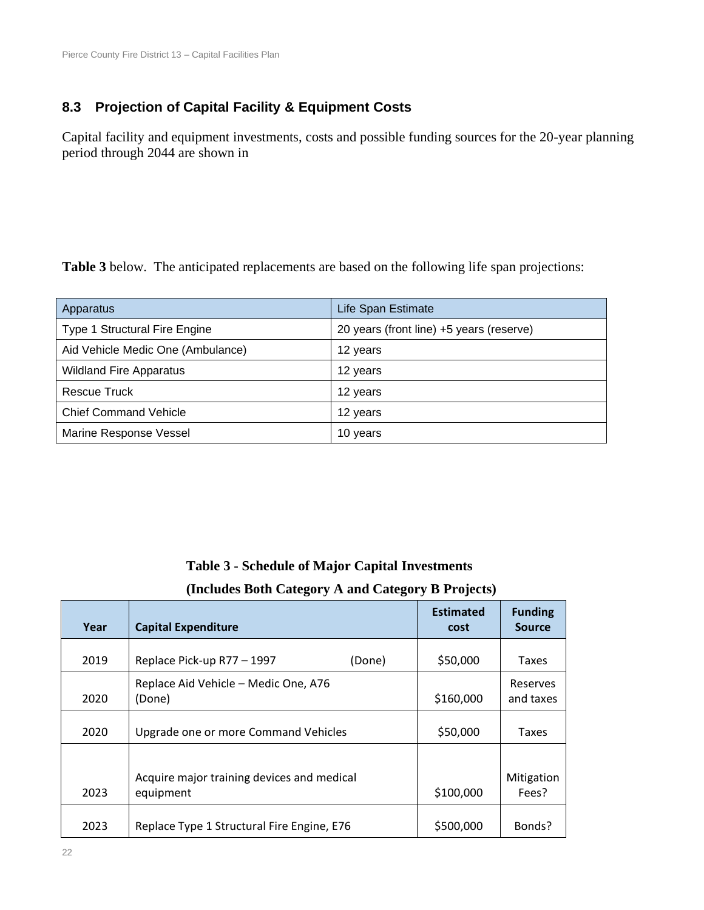## 8.3 Projection of Capital Facility & Equipment Costs

Capital facility and equipment investments, costs and possible funding sources for the 20-year planning period through 2044 are shown in

**Table 3** below. The anticipated replacements are based on the following life span projections:

| Apparatus | Life Span Estimate |
|---|---|
| Type 1 Structural Fire Engine | 20 years (front line) +5 years (reserve) |
| Aid Vehicle Medic One (Ambulance) | 12 years |
| Wildland Fire Apparatus | 12 years |
| Rescue Truck | 12 years |
| Chief Command Vehicle | 12 years |
| Marine Response Vessel | 10 years |

**Table 3 - Schedule of Major Capital Investments**

**(Includes Both Category A and Category B Projects)**

| Year | Capital Expenditure | Estimated cost | Funding Source |
|---|---|---|---|
| 2019 | Replace Pick-up R77 – 1997 (Done) | $50,000 | Taxes |
| 2020 | Replace Aid Vehicle – Medic One, A76 (Done) | $160,000 | Reserves and taxes |
| 2020 | Upgrade one or more Command Vehicles | $50,000 | Taxes |
| 2023 | Acquire major training devices and medical equipment | $100,000 | Mitigation Fees? |
| 2023 | Replace Type 1 Structural Fire Engine, E76 | $500,000 | Bonds? |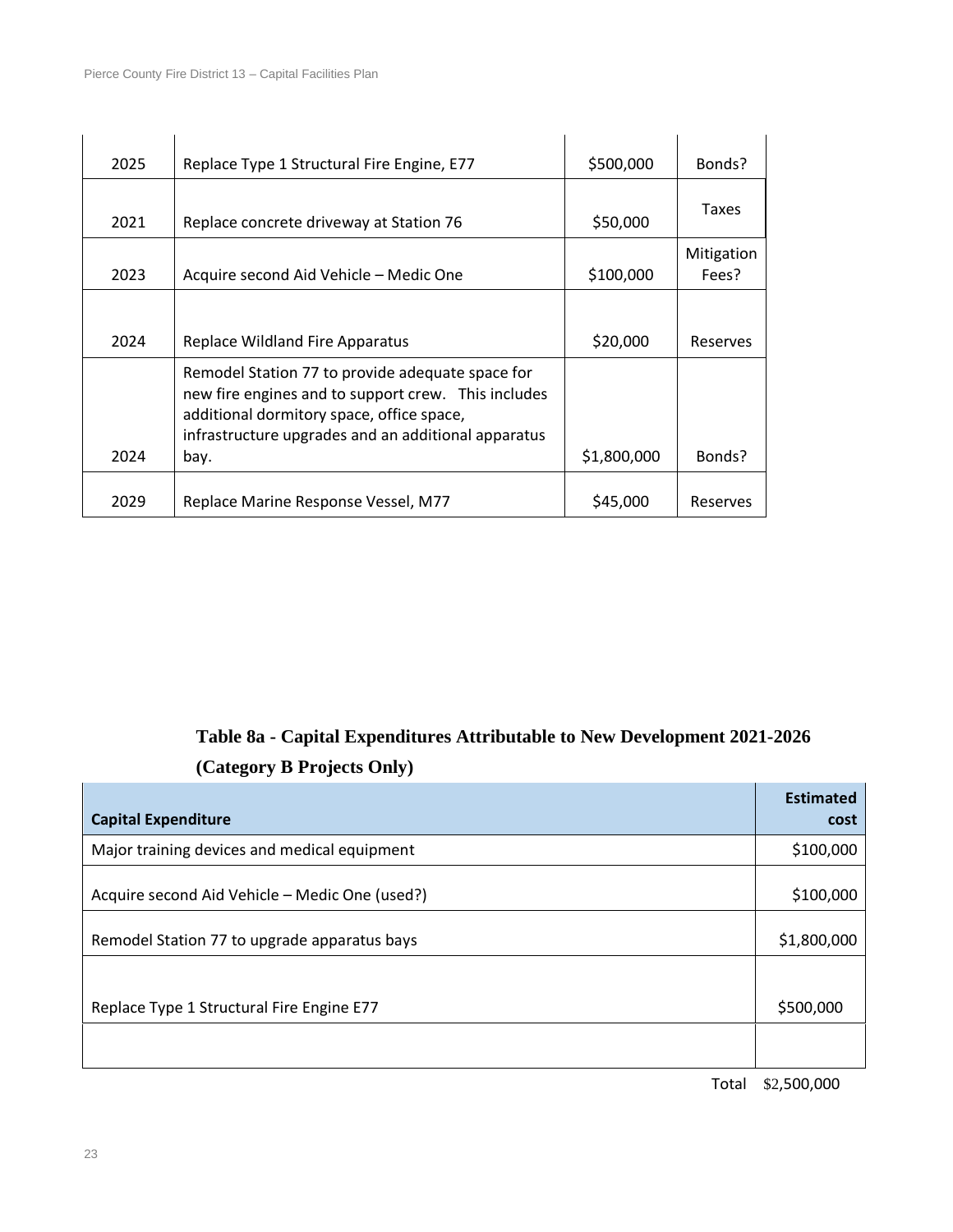| | | | |
|---|---|---|---|
| 2025 | Replace Type 1 Structural Fire Engine, E77 | $500,000 | Bonds? |
| 2021 | Replace concrete driveway at Station 76 | $50,000 | Taxes |
| 2023 | Acquire second Aid Vehicle – Medic One | $100,000 | Mitigation Fees? |
| 2024 | Replace Wildland Fire Apparatus | $20,000 | Reserves |
| 2024 | Remodel Station 77 to provide adequate space for new fire engines and to support crew. This includes additional dormitory space, office space, infrastructure upgrades and an additional apparatus bay. | $1,800,000 | Bonds? |
| 2029 | Replace Marine Response Vessel, M77 | $45,000 | Reserves |

**Table 8a - Capital Expenditures Attributable to New Development 2021-2026 (Category B Projects Only)**

| Capital Expenditure | Estimated cost |
|---|---|
| Major training devices and medical equipment | $100,000 |
| Acquire second Aid Vehicle – Medic One (used?) | $100,000 |
| Remodel Station 77 to upgrade apparatus bays | $1,800,000 |
| Replace Type 1 Structural Fire Engine E77 | $500,000 |
| | |
| Total | $2,500,000 |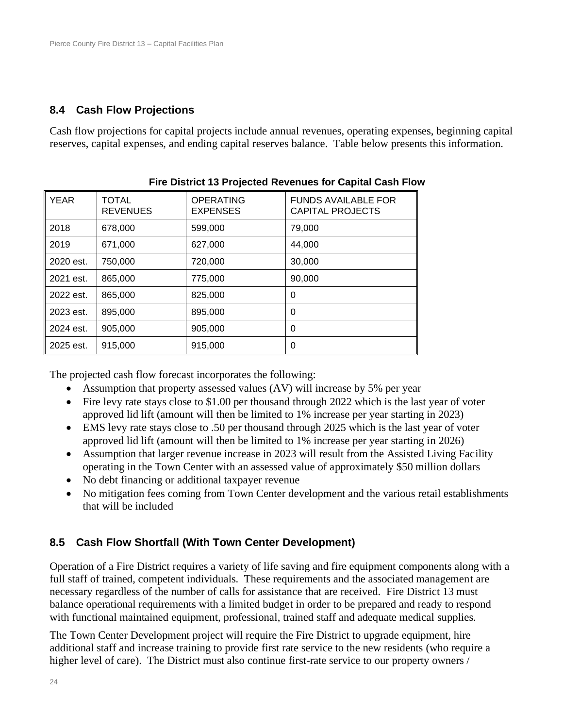## 8.4 Cash Flow Projections

Cash flow projections for capital projects include annual revenues, operating expenses, beginning capital reserves, capital expenses, and ending capital reserves balance. Table below presents this information.

**Fire District 13 Projected Revenues for Capital Cash Flow**

| YEAR | TOTAL REVENUES | OPERATING EXPENSES | FUNDS AVAILABLE FOR CAPITAL PROJECTS |
|---|---|---|---|
| 2018 | 678,000 | 599,000 | 79,000 |
| 2019 | 671,000 | 627,000 | 44,000 |
| 2020 est. | 750,000 | 720,000 | 30,000 |
| 2021 est. | 865,000 | 775,000 | 90,000 |
| 2022 est. | 865,000 | 825,000 | 0 |
| 2023 est. | 895,000 | 895,000 | 0 |
| 2024 est. | 905,000 | 905,000 | 0 |
| 2025 est. | 915,000 | 915,000 | 0 |

The projected cash flow forecast incorporates the following:

- Assumption that property assessed values (AV) will increase by 5% per year
- Fire levy rate stays close to $1.00 per thousand through 2022 which is the last year of voter approved lid lift (amount will then be limited to 1% increase per year starting in 2023)
- EMS levy rate stays close to .50 per thousand through 2025 which is the last year of voter approved lid lift (amount will then be limited to 1% increase per year starting in 2026)
- Assumption that larger revenue increase in 2023 will result from the Assisted Living Facility operating in the Town Center with an assessed value of approximately $50 million dollars
- No debt financing or additional taxpayer revenue
- No mitigation fees coming from Town Center development and the various retail establishments that will be included

## 8.5 Cash Flow Shortfall (With Town Center Development)

Operation of a Fire District requires a variety of life saving and fire equipment components along with a full staff of trained, competent individuals. These requirements and the associated management are necessary regardless of the number of calls for assistance that are received. Fire District 13 must balance operational requirements with a limited budget in order to be prepared and ready to respond with functional maintained equipment, professional, trained staff and adequate medical supplies.

The Town Center Development project will require the Fire District to upgrade equipment, hire additional staff and increase training to provide first rate service to the new residents (who require a higher level of care). The District must also continue first-rate service to our property owners /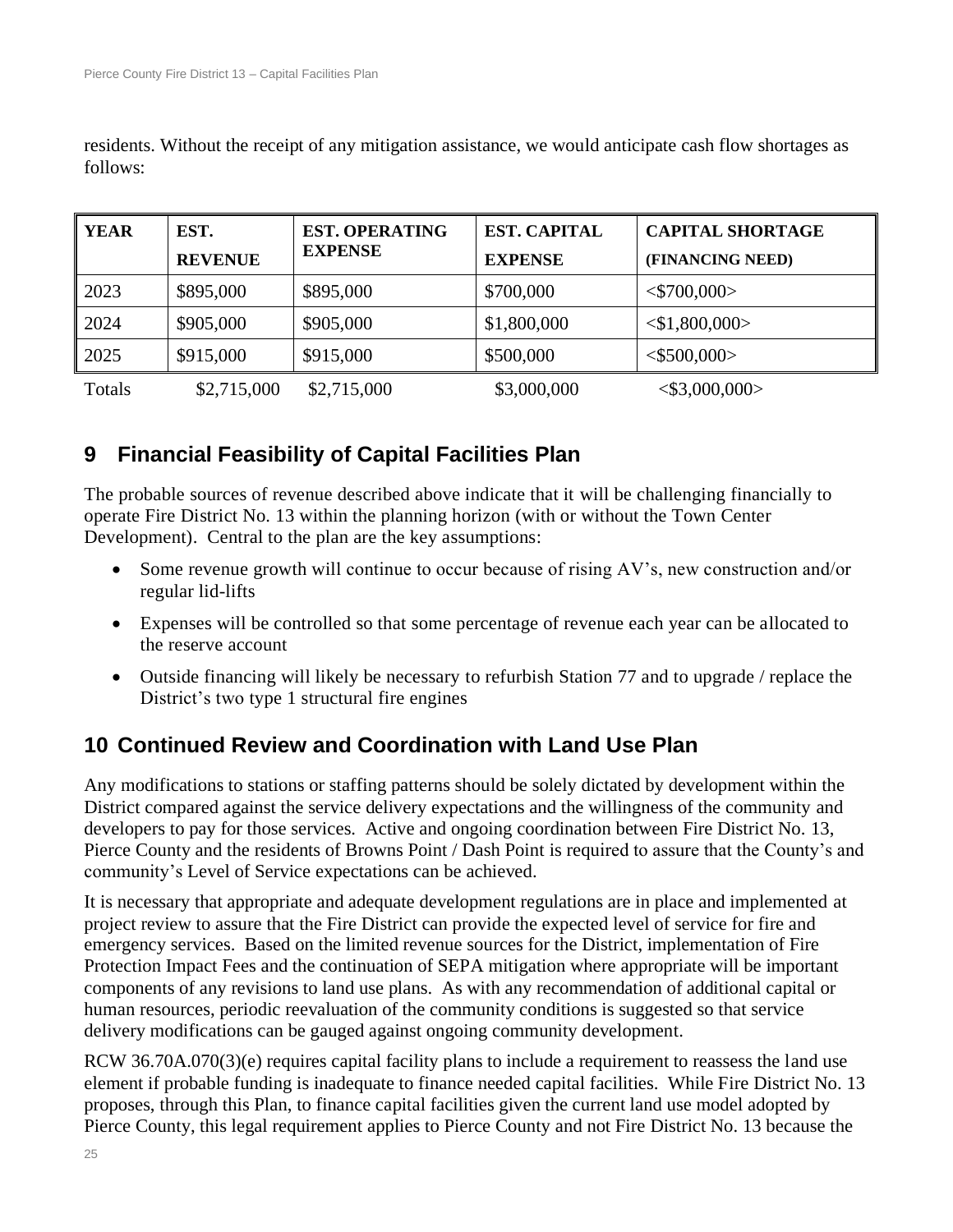residents. Without the receipt of any mitigation assistance, we would anticipate cash flow shortages as follows:

| YEAR | EST. REVENUE | EST. OPERATING EXPENSE | EST. CAPITAL EXPENSE | CAPITAL SHORTAGE (FINANCING NEED) |
|---|---|---|---|---|
| 2023 | $895,000 | $895,000 | $700,000 | <$700,000> |
| 2024 | $905,000 | $905,000 | $1,800,000 | <$1,800,000> |
| 2025 | $915,000 | $915,000 | $500,000 | <$500,000> |
| Totals | $2,715,000 | $2,715,000 | $3,000,000 | <$3,000,000> |

## 9 Financial Feasibility of Capital Facilities Plan

The probable sources of revenue described above indicate that it will be challenging financially to operate Fire District No. 13 within the planning horizon (with or without the Town Center Development). Central to the plan are the key assumptions:

- Some revenue growth will continue to occur because of rising AV's, new construction and/or regular lid-lifts
- Expenses will be controlled so that some percentage of revenue each year can be allocated to the reserve account
- Outside financing will likely be necessary to refurbish Station 77 and to upgrade / replace the District's two type 1 structural fire engines

## 10 Continued Review and Coordination with Land Use Plan

Any modifications to stations or staffing patterns should be solely dictated by development within the District compared against the service delivery expectations and the willingness of the community and developers to pay for those services. Active and ongoing coordination between Fire District No. 13, Pierce County and the residents of Browns Point / Dash Point is required to assure that the County's and community's Level of Service expectations can be achieved.

It is necessary that appropriate and adequate development regulations are in place and implemented at project review to assure that the Fire District can provide the expected level of service for fire and emergency services. Based on the limited revenue sources for the District, implementation of Fire Protection Impact Fees and the continuation of SEPA mitigation where appropriate will be important components of any revisions to land use plans. As with any recommendation of additional capital or human resources, periodic reevaluation of the community conditions is suggested so that service delivery modifications can be gauged against ongoing community development.

RCW 36.70A.070(3)(e) requires capital facility plans to include a requirement to reassess the land use element if probable funding is inadequate to finance needed capital facilities. While Fire District No. 13 proposes, through this Plan, to finance capital facilities given the current land use model adopted by Pierce County, this legal requirement applies to Pierce County and not Fire District No. 13 because the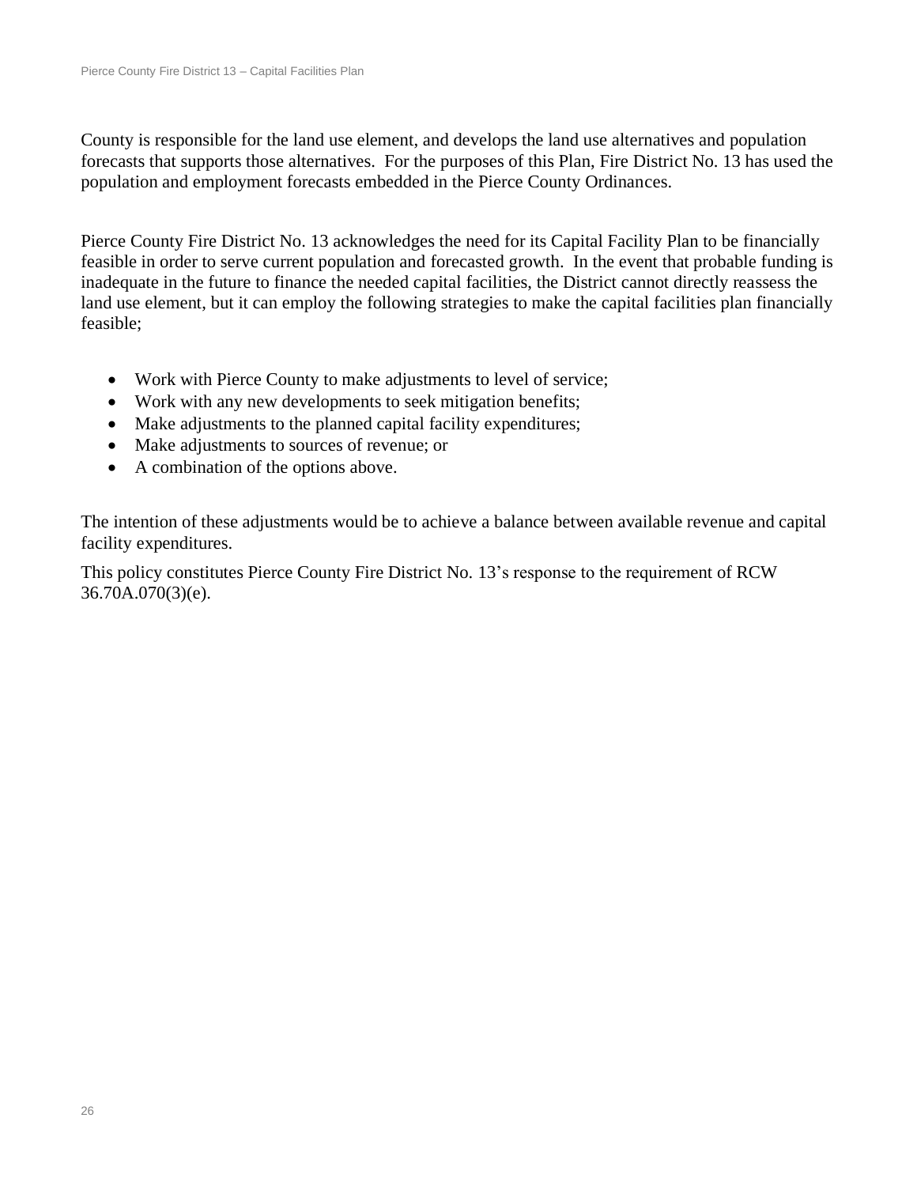County is responsible for the land use element, and develops the land use alternatives and population forecasts that supports those alternatives. For the purposes of this Plan, Fire District No. 13 has used the population and employment forecasts embedded in the Pierce County Ordinances.

Pierce County Fire District No. 13 acknowledges the need for its Capital Facility Plan to be financially feasible in order to serve current population and forecasted growth. In the event that probable funding is inadequate in the future to finance the needed capital facilities, the District cannot directly reassess the land use element, but it can employ the following strategies to make the capital facilities plan financially feasible;

- Work with Pierce County to make adjustments to level of service;
- Work with any new developments to seek mitigation benefits;
- Make adjustments to the planned capital facility expenditures;
- Make adjustments to sources of revenue; or
- A combination of the options above.

The intention of these adjustments would be to achieve a balance between available revenue and capital facility expenditures.

This policy constitutes Pierce County Fire District No. 13's response to the requirement of RCW 36.70A.070(3)(e).